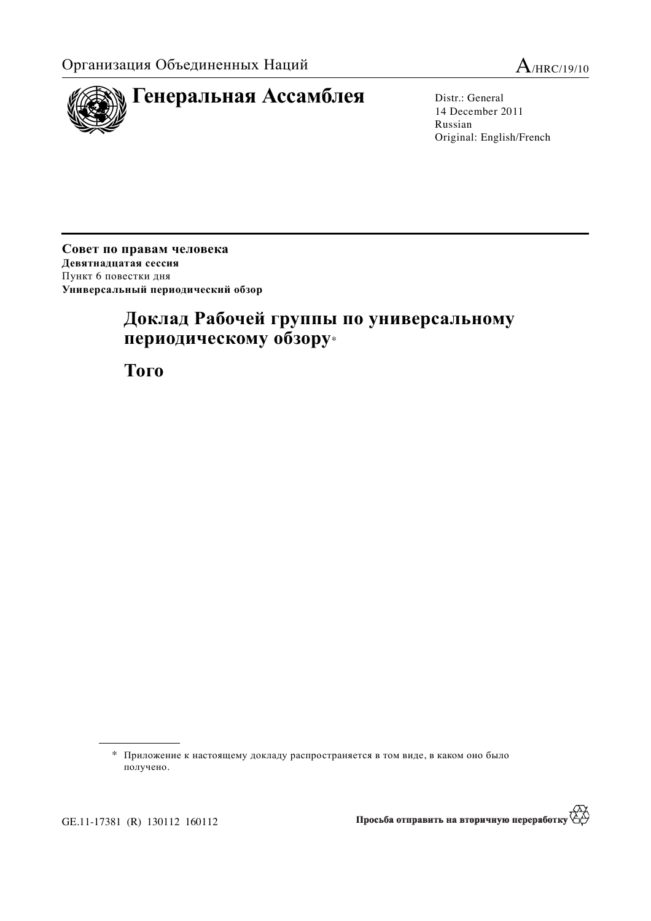Организация Объединенных Наций

A/HRC/19/10

# Генеральная Ассамблея

Distr.: General
14 December 2011
Russian
Original: English/French

**Совет по правам человека**
**Девятнадцатая сессия**
Пункт 6 повестки дня
**Универсальный периодический обзор**

## Доклад Рабочей группы по универсальному периодическому обзору*

## Того

\* Приложение к настоящему докладу распространяется в том виде, в каком оно было получено.

GE.11-17381 (R) 130112 160112

Просьба отправить на вторичную переработку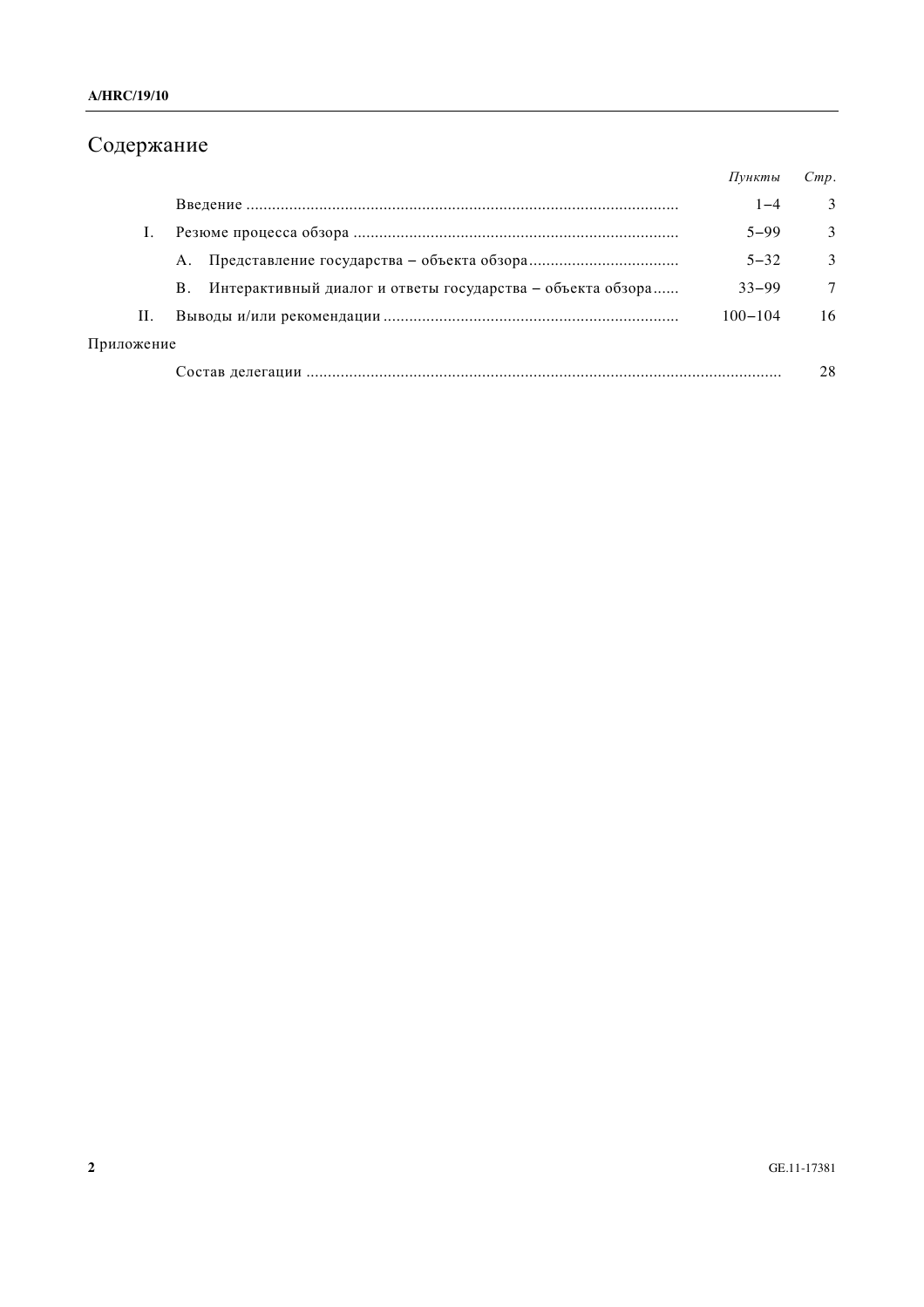# Содержание

| | | *Пункты* | *Стр.* |
|---|---|---|---|
| | Введение | 1–4 | 3 |
| I. | Резюме процесса обзора | 5–99 | 3 |
| | A. Представление государства – объекта обзора | 5–32 | 3 |
| | B. Интерактивный диалог и ответы государства – объекта обзора | 33–99 | 7 |
| II. | Выводы и/или рекомендации | 100–104 | 16 |
| Приложение | | | |
| | Состав делегации | | 28 |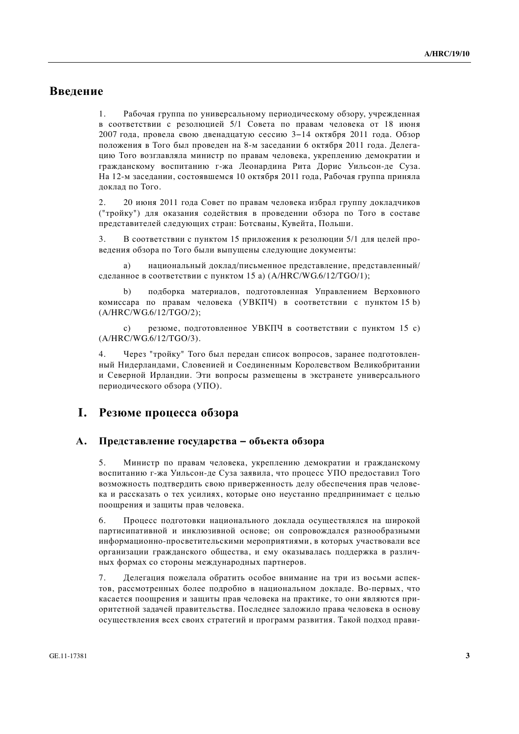# Введение

1. Рабочая группа по универсальному периодическому обзору, учрежденная в соответствии с резолюцией 5/1 Совета по правам человека от 18 июня 2007 года, провела свою двенадцатую сессию 3–14 октября 2011 года. Обзор положения в Того был проведен на 8-м заседании 6 октября 2011 года. Делегацию Того возглавляла министр по правам человека, укреплению демократии и гражданскому воспитанию г-жа Леонардина Рита Дорис Уильсон-де Суза. На 12-м заседании, состоявшемся 10 октября 2011 года, Рабочая группа приняла доклад по Того.

2. 20 июня 2011 года Совет по правам человека избрал группу докладчиков ("тройку") для оказания содействия в проведении обзора по Того в составе представителей следующих стран: Ботсваны, Кувейта, Польши.

3. В соответствии с пунктом 15 приложения к резолюции 5/1 для целей проведения обзора по Того были выпущены следующие документы:

a) национальный доклад/письменное представление, представленный/сделанное в соответствии с пунктом 15 а) (A/HRC/WG.6/12/TGO/1);

b) подборка материалов, подготовленная Управлением Верховного комиссара по правам человека (УВКПЧ) в соответствии с пунктом 15 b) (A/HRC/WG.6/12/TGO/2);

c) резюме, подготовленное УВКПЧ в соответствии с пунктом 15 с) (A/HRC/WG.6/12/TGO/3).

4. Через "тройку" Того был передан список вопросов, заранее подготовленный Нидерландами, Словенией и Соединенным Королевством Великобритании и Северной Ирландии. Эти вопросы размещены в экстранете универсального периодического обзора (УПО).

# I. Резюме процесса обзора

## A. Представление государства – объекта обзора

5. Министр по правам человека, укреплению демократии и гражданскому воспитанию г-жа Уильсон-де Суза заявила, что процесс УПО предоставил Того возможность подтвердить свою приверженность делу обеспечения прав человека и рассказать о тех усилиях, которые оно неустанно предпринимает с целью поощрения и защиты прав человека.

6. Процесс подготовки национального доклада осуществлялся на широкой партисипативной и инклюзивной основе; он сопровождался разнообразными информационно-просветительскими мероприятиями, в которых участвовали все организации гражданского общества, и ему оказывалась поддержка в различных формах со стороны международных партнеров.

7. Делегация пожелала обратить особое внимание на три из восьми аспектов, рассмотренных более подробно в национальном докладе. Во-первых, что касается поощрения и защиты прав человека на практике, то они являются приоритетной задачей правительства. Последнее заложило права человека в основу осуществления всех своих стратегий и программ развития. Такой подход прави-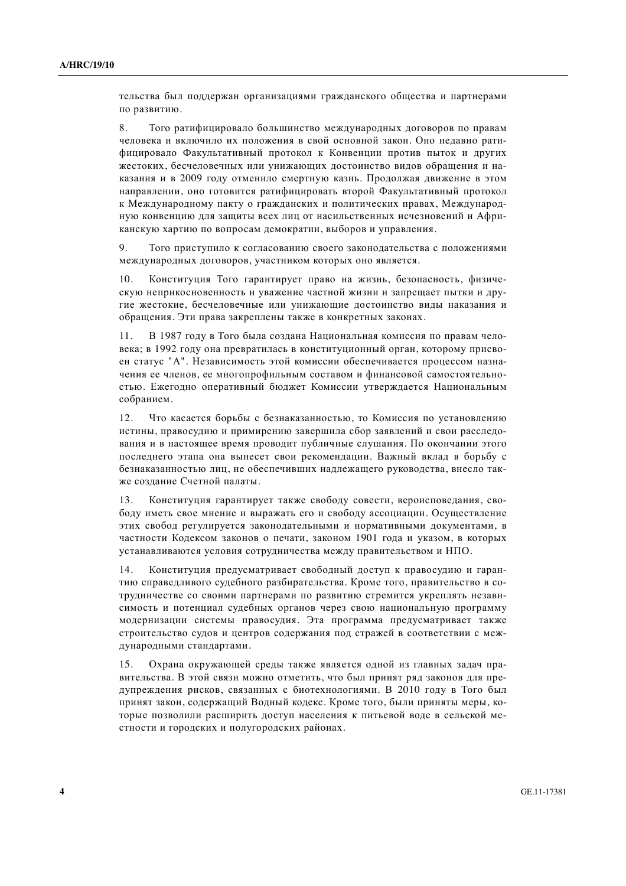тельства был поддержан организациями гражданского общества и партнерами по развитию.

8. Того ратифицировало большинство международных договоров по правам человека и включило их положения в свой основной закон. Оно недавно ратифицировало Факультативный протокол к Конвенции против пыток и других жестоких, бесчеловечных или унижающих достоинство видов обращения и наказания и в 2009 году отменило смертную казнь. Продолжая движение в этом направлении, оно готовится ратифицировать второй Факультативный протокол к Международному пакту о гражданских и политических правах, Международную конвенцию для защиты всех лиц от насильственных исчезновений и Африканскую хартию по вопросам демократии, выборов и управления.

9. Того приступило к согласованию своего законодательства с положениями международных договоров, участником которых оно является.

10. Конституция Того гарантирует право на жизнь, безопасность, физическую неприкосновенность и уважение частной жизни и запрещает пытки и другие жестокие, бесчеловечные или унижающие достоинство виды наказания и обращения. Эти права закреплены также в конкретных законах.

11. В 1987 году в Того была создана Национальная комиссия по правам человека; в 1992 году она превратилась в конституционный орган, которому присвоен статус "А". Независимость этой комиссии обеспечивается процессом назначения ее членов, ее многопрофильным составом и финансовой самостоятельностью. Ежегодно оперативный бюджет Комиссии утверждается Национальным собранием.

12. Что касается борьбы с безнаказанностью, то Комиссия по установлению истины, правосудию и примирению завершила сбор заявлений и свои расследования и в настоящее время проводит публичные слушания. По окончании этого последнего этапа она вынесет свои рекомендации. Важный вклад в борьбу с безнаказанностью лиц, не обеспечивших надлежащего руководства, внесло также создание Счетной палаты.

13. Конституция гарантирует также свободу совести, вероисповедания, свободу иметь свое мнение и выражать его и свободу ассоциации. Осуществление этих свобод регулируется законодательными и нормативными документами, в частности Кодексом законов о печати, законом 1901 года и указом, в которых устанавливаются условия сотрудничества между правительством и НПО.

14. Конституция предусматривает свободный доступ к правосудию и гарантию справедливого судебного разбирательства. Кроме того, правительство в сотрудничестве со своими партнерами по развитию стремится укреплять независимость и потенциал судебных органов через свою национальную программу модернизации системы правосудия. Эта программа предусматривает также строительство судов и центров содержания под стражей в соответствии с международными стандартами.

15. Охрана окружающей среды также является одной из главных задач правительства. В этой связи можно отметить, что был принят ряд законов для предупреждения рисков, связанных с биотехнологиями. В 2010 году в Того был принят закон, содержащий Водный кодекс. Кроме того, были приняты меры, которые позволили расширить доступ населения к питьевой воде в сельской местности и городских и полугородских районах.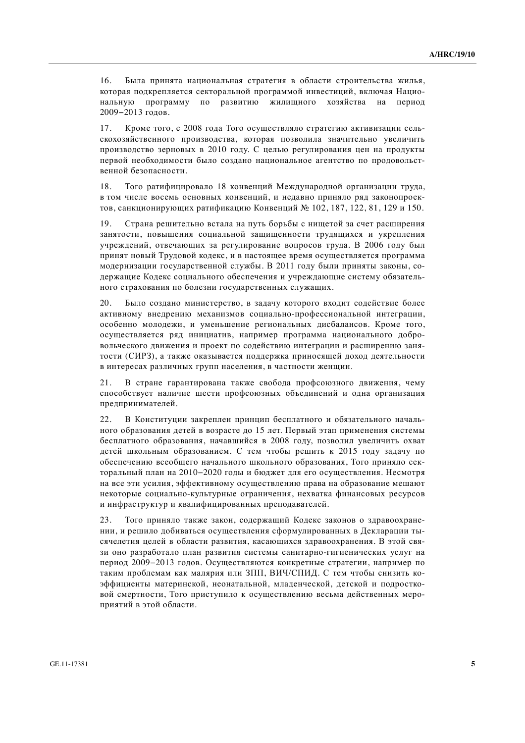16. Была принята национальная стратегия в области строительства жилья, которая подкрепляется секторальной программой инвестиций, включая Национальную программу по развитию жилищного хозяйства на период 2009–2013 годов.

17. Кроме того, с 2008 года Того осуществляло стратегию активизации сельскохозяйственного производства, которая позволила значительно увеличить производство зерновых в 2010 году. С целью регулирования цен на продукты первой необходимости было создано национальное агентство по продовольственной безопасности.

18. Того ратифицировало 18 конвенций Международной организации труда, в том числе восемь основных конвенций, и недавно приняло ряд законопроектов, санкционирующих ратификацию Конвенций № 102, 187, 122, 81, 129 и 150.

19. Страна решительно встала на путь борьбы с нищетой за счет расширения занятости, повышения социальной защищенности трудящихся и укрепления учреждений, отвечающих за регулирование вопросов труда. В 2006 году был принят новый Трудовой кодекс, и в настоящее время осуществляется программа модернизации государственной службы. В 2011 году были приняты законы, содержащие Кодекс социального обеспечения и учреждающие систему обязательного страхования по болезни государственных служащих.

20. Было создано министерство, в задачу которого входит содействие более активному внедрению механизмов социально-профессиональной интеграции, особенно молодежи, и уменьшение региональных дисбалансов. Кроме того, осуществляется ряд инициатив, например программа национального добровольческого движения и проект по содействию интеграции и расширению занятости (СИРЗ), а также оказывается поддержка приносящей доход деятельности в интересах различных групп населения, в частности женщин.

21. В стране гарантирована также свобода профсоюзного движения, чему способствует наличие шести профсоюзных объединений и одна организация предпринимателей.

22. В Конституции закреплен принцип бесплатного и обязательного начального образования детей в возрасте до 15 лет. Первый этап применения системы бесплатного образования, начавшийся в 2008 году, позволил увеличить охват детей школьным образованием. С тем чтобы решить к 2015 году задачу по обеспечению всеобщего начального школьного образования, Того приняло секторальный план на 2010–2020 годы и бюджет для его осуществления. Несмотря на все эти усилия, эффективному осуществлению права на образование мешают некоторые социально-культурные ограничения, нехватка финансовых ресурсов и инфраструктур и квалифицированных преподавателей.

23. Того приняло также закон, содержащий Кодекс законов о здравоохранении, и решило добиваться осуществления сформулированных в Декларации тысячелетия целей в области развития, касающихся здравоохранения. В этой связи оно разработало план развития системы санитарно-гигиенических услуг на период 2009–2013 годов. Осуществляются конкретные стратегии, например по таким проблемам как малярия или ЗПП, ВИЧ/СПИД. С тем чтобы снизить коэффициенты материнской, неонатальной, младенческой, детской и подростковой смертности, Того приступило к осуществлению весьма действенных мероприятий в этой области.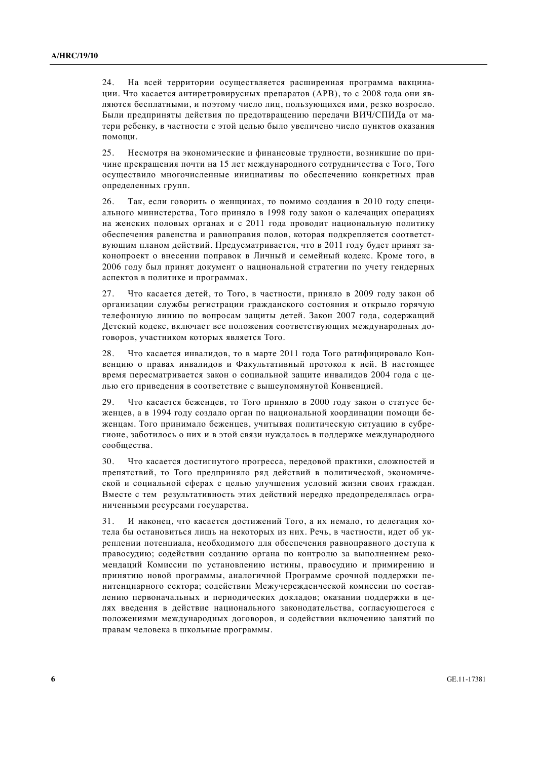24. На всей территории осуществляется расширенная программа вакцинации. Что касается антиретровирусных препаратов (АРВ), то с 2008 года они являются бесплатными, и поэтому число лиц, пользующихся ими, резко возросло. Были предприняты действия по предотвращению передачи ВИЧ/СПИДа от матери ребенку, в частности с этой целью было увеличено число пунктов оказания помощи.

25. Несмотря на экономические и финансовые трудности, возникшие по причине прекращения почти на 15 лет международного сотрудничества с Того, Того осуществило многочисленные инициативы по обеспечению конкретных прав определенных групп.

26. Так, если говорить о женщинах, то помимо создания в 2010 году специального министерства, Того приняло в 1998 году закон о калечащих операциях на женских половых органах и с 2011 года проводит национальную политику обеспечения равенства и равноправия полов, которая подкрепляется соответствующим планом действий. Предусматривается, что в 2011 году будет принят законопроект о внесении поправок в Личный и семейный кодекс. Кроме того, в 2006 году был принят документ о национальной стратегии по учету гендерных аспектов в политике и программах.

27. Что касается детей, то Того, в частности, приняло в 2009 году закон об организации службы регистрации гражданского состояния и открыло горячую телефонную линию по вопросам защиты детей. Закон 2007 года, содержащий Детский кодекс, включает все положения соответствующих международных договоров, участником которых является Того.

28. Что касается инвалидов, то в марте 2011 года Того ратифицировало Конвенцию о правах инвалидов и Факультативный протокол к ней. В настоящее время пересматривается закон о социальной защите инвалидов 2004 года с целью его приведения в соответствие с вышеупомянутой Конвенцией.

29. Что касается беженцев, то Того приняло в 2000 году закон о статусе беженцев, а в 1994 году создало орган по национальной координации помощи беженцам. Того принимало беженцев, учитывая политическую ситуацию в субрегионе, заботилось о них и в этой связи нуждалось в поддержке международного сообщества.

30. Что касается достигнутого прогресса, передовой практики, сложностей и препятствий, то Того предприняло ряд действий в политической, экономической и социальной сферах с целью улучшения условий жизни своих граждан. Вместе с тем результативность этих действий нередко предопределялась ограниченными ресурсами государства.

31. И наконец, что касается достижений Того, а их немало, то делегация хотела бы остановиться лишь на некоторых из них. Речь, в частности, идет об укреплении потенциала, необходимого для обеспечения равноправного доступа к правосудию; содействии созданию органа по контролю за выполнением рекомендаций Комиссии по установлению истины, правосудию и примирению и принятию новой программы, аналогичной Программе срочной поддержки пенитенциарного сектора; содействии Межучережденческой комиссии по составлению первоначальных и периодических докладов; оказании поддержки в целях введения в действие национального законодательства, согласующегося с положениями международных договоров, и содействии включению занятий по правам человека в школьные программы.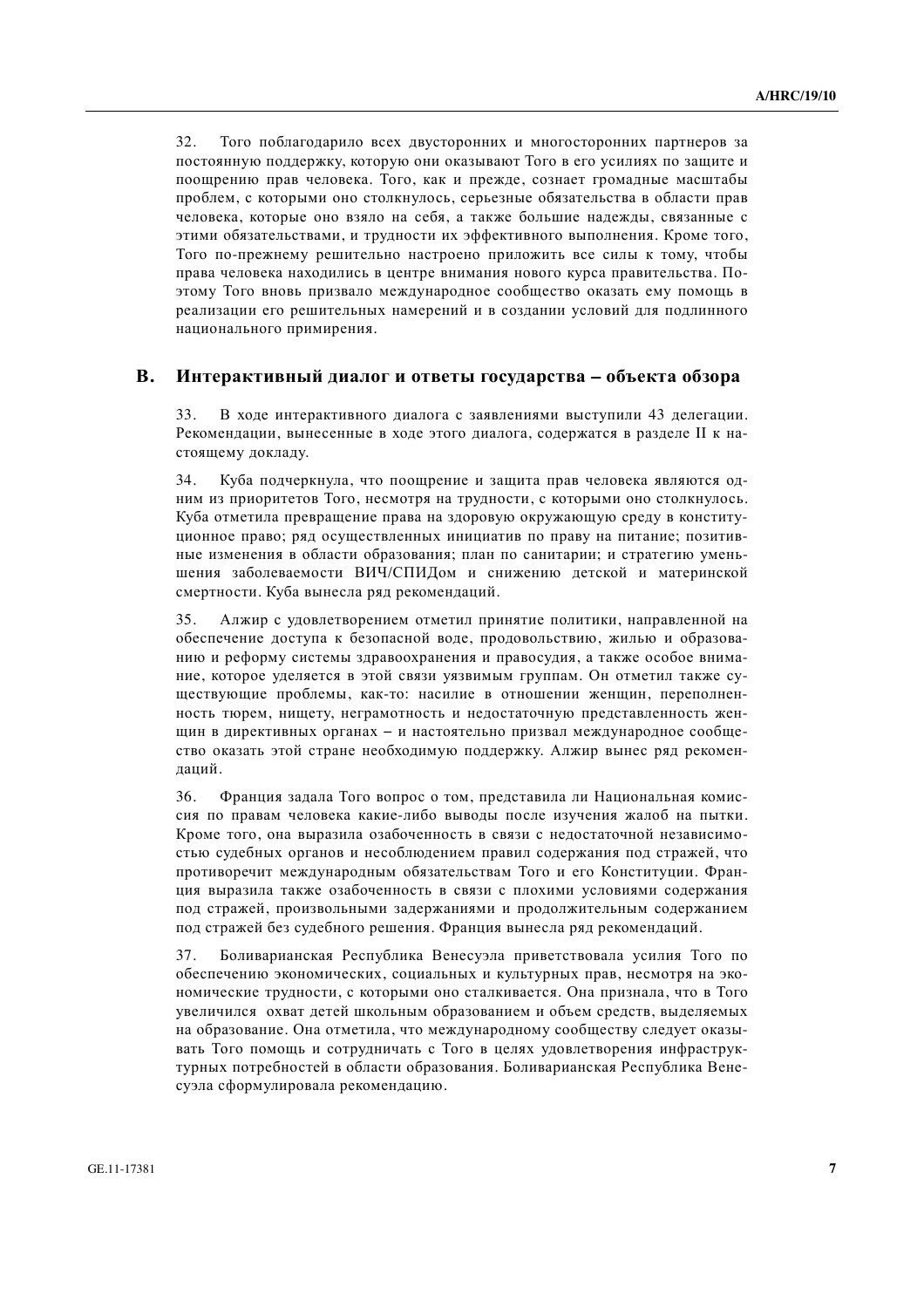32. Того поблагодарило всех двусторонних и многосторонних партнеров за постоянную поддержку, которую они оказывают Того в его усилиях по защите и поощрению прав человека. Того, как и прежде, сознает громадные масштабы проблем, с которыми оно столкнулось, серьезные обязательства в области прав человека, которые оно взяло на себя, а также большие надежды, связанные с этими обязательствами, и трудности их эффективного выполнения. Кроме того, Того по-прежнему решительно настроено приложить все силы к тому, чтобы права человека находились в центре внимания нового курса правительства. Поэтому Того вновь призвало международное сообщество оказать ему помощь в реализации его решительных намерений и в создании условий для подлинного национального примирения.

## B. Интерактивный диалог и ответы государства – объекта обзора

33. В ходе интерактивного диалога с заявлениями выступили 43 делегации. Рекомендации, вынесенные в ходе этого диалога, содержатся в разделе II к настоящему докладу.

34. Куба подчеркнула, что поощрение и защита прав человека являются одним из приоритетов Того, несмотря на трудности, с которыми оно столкнулось. Куба отметила превращение права на здоровую окружающую среду в конституционное право; ряд осуществленных инициатив по праву на питание; позитивные изменения в области образования; план по санитарии; и стратегию уменьшения заболеваемости ВИЧ/СПИДом и снижению детской и материнской смертности. Куба вынесла ряд рекомендаций.

35. Алжир с удовлетворением отметил принятие политики, направленной на обеспечение доступа к безопасной воде, продовольствию, жилью и образованию и реформу системы здравоохранения и правосудия, а также особое внимание, которое уделяется в этой связи уязвимым группам. Он отметил также существующие проблемы, как-то: насилие в отношении женщин, переполненность тюрем, нищету, неграмотность и недостаточную представленность женщин в директивных органах – и настоятельно призвал международное сообщество оказать этой стране необходимую поддержку. Алжир вынес ряд рекомендаций.

36. Франция задала Того вопрос о том, представила ли Национальная комиссия по правам человека какие-либо выводы после изучения жалоб на пытки. Кроме того, она выразила озабоченность в связи с недостаточной независимостью судебных органов и несоблюдением правил содержания под стражей, что противоречит международным обязательствам Того и его Конституции. Франция выразила также озабоченность в связи с плохими условиями содержания под стражей, произвольными задержаниями и продолжительным содержанием под стражей без судебного решения. Франция вынесла ряд рекомендаций.

37. Боливарианская Республика Венесуэла приветствовала усилия Того по обеспечению экономических, социальных и культурных прав, несмотря на экономические трудности, с которыми оно сталкивается. Она признала, что в Того увеличился охват детей школьным образованием и объем средств, выделяемых на образование. Она отметила, что международному сообществу следует оказывать Того помощь и сотрудничать с Того в целях удовлетворения инфраструктурных потребностей в области образования. Боливарианская Республика Венесуэла сформулировала рекомендацию.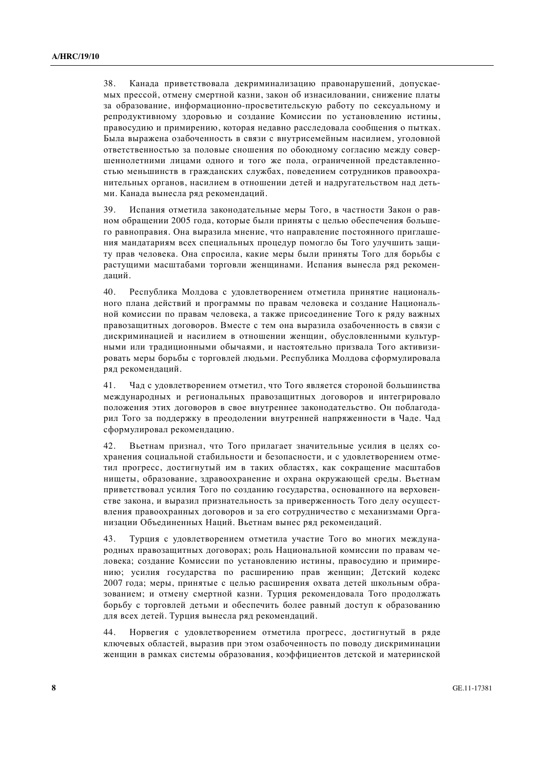38. Канада приветствовала декриминализацию правонарушений, допускаемых прессой, отмену смертной казни, закон об изнасиловании, снижение платы за образование, информационно-просветительскую работу по сексуальному и репродуктивному здоровью и создание Комиссии по установлению истины, правосудию и примирению, которая недавно расследовала сообщения о пытках. Была выражена озабоченность в связи с внутрисемейным насилием, уголовной ответственностью за половые сношения по обоюдному согласию между совершеннолетними лицами одного и того же пола, ограниченной представленностью меньшинств в гражданских службах, поведением сотрудников правоохранительных органов, насилием в отношении детей и надругательством над детьми. Канада вынесла ряд рекомендаций.

39. Испания отметила законодательные меры Того, в частности Закон о равном обращении 2005 года, которые были приняты с целью обеспечения большего равноправия. Она выразила мнение, что направление постоянного приглашения мандатариям всех специальных процедур помогло бы Того улучшить защиту прав человека. Она спросила, какие меры были приняты Того для борьбы с растущими масштабами торговли женщинами. Испания вынесла ряд рекомендаций.

40. Республика Молдова с удовлетворением отметила принятие национального плана действий и программы по правам человека и создание Национальной комиссии по правам человека, а также присоединение Того к ряду важных правозащитных договоров. Вместе с тем она выразила озабоченность в связи с дискриминацией и насилием в отношении женщин, обусловленными культурными или традиционными обычаями, и настоятельно призвала Того активизировать меры борьбы с торговлей людьми. Республика Молдова сформулировала ряд рекомендаций.

41. Чад с удовлетворением отметил, что Того является стороной большинства международных и региональных правозащитных договоров и интегрировало положения этих договоров в свое внутреннее законодательство. Он поблагодарил Того за поддержку в преодолении внутренней напряженности в Чаде. Чад сформулировал рекомендацию.

42. Вьетнам признал, что Того прилагает значительные усилия в целях сохранения социальной стабильности и безопасности, и с удовлетворением отметил прогресс, достигнутый им в таких областях, как сокращение масштабов нищеты, образование, здравоохранение и охрана окружающей среды. Вьетнам приветствовал усилия Того по созданию государства, основанного на верховенстве закона, и выразил признательность за приверженность Того делу осуществления правоохранных договоров и за его сотрудничество с механизмами Организации Объединенных Наций. Вьетнам вынес ряд рекомендаций.

43. Турция с удовлетворением отметила участие Того во многих международных правозащитных договорах; роль Национальной комиссии по правам человека; создание Комиссии по установлению истины, правосудию и примирению; усилия государства по расширению прав женщин; Детский кодекс 2007 года; меры, принятые с целью расширения охвата детей школьным образованием; и отмену смертной казни. Турция рекомендовала Того продолжать борьбу с торговлей детьми и обеспечить более равный доступ к образованию для всех детей. Турция вынесла ряд рекомендаций.

44. Норвегия с удовлетворением отметила прогресс, достигнутый в ряде ключевых областей, выразив при этом озабоченность по поводу дискриминации женщин в рамках системы образования, коэффициентов детской и материнской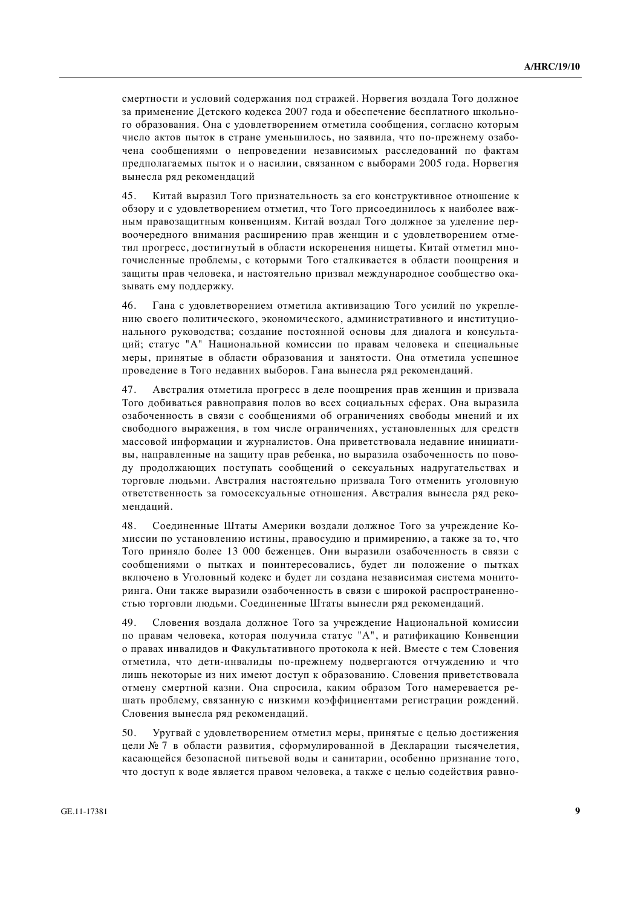смертности и условий содержания под стражей. Норвегия воздала Того должное за применение Детского кодекса 2007 года и обеспечение бесплатного школьного образования. Она с удовлетворением отметила сообщения, согласно которым число актов пыток в стране уменьшилось, но заявила, что по-прежнему озабочена сообщениями о непроведении независимых расследований по фактам предполагаемых пыток и о насилии, связанном с выборами 2005 года. Норвегия вынесла ряд рекомендаций

45. Китай выразил Того признательность за его конструктивное отношение к обзору и с удовлетворением отметил, что Того присоединилось к наиболее важным правозащитным конвенциям. Китай воздал Того должное за уделение первоочередного внимания расширению прав женщин и с удовлетворением отметил прогресс, достигнутый в области искоренения нищеты. Китай отметил многочисленные проблемы, с которыми Того сталкивается в области поощрения и защиты прав человека, и настоятельно призвал международное сообщество оказывать ему поддержку.

46. Гана с удовлетворением отметила активизацию Того усилий по укреплению своего политического, экономического, административного и институционального руководства; создание постоянной основы для диалога и консультаций; статус "A" Национальной комиссии по правам человека и специальные меры, принятые в области образования и занятости. Она отметила успешное проведение в Того недавних выборов. Гана вынесла ряд рекомендаций.

47. Австралия отметила прогресс в деле поощрения прав женщин и призвала Того добиваться равноправия полов во всех социальных сферах. Она выразила озабоченность в связи с сообщениями об ограничениях свободы мнений и их свободного выражения, в том числе ограничениях, установленных для средств массовой информации и журналистов. Она приветствовала недавние инициативы, направленные на защиту прав ребенка, но выразила озабоченность по поводу продолжающих поступать сообщений о сексуальных надругательствах и торговле людьми. Австралия настоятельно призвала Того отменить уголовную ответственность за гомосексуальные отношения. Австралия вынесла ряд рекомендаций.

48. Соединенные Штаты Америки воздали должное Того за учреждение Комиссии по установлению истины, правосудию и примирению, а также за то, что Того приняло более 13 000 беженцев. Они выразили озабоченность в связи с сообщениями о пытках и поинтересовались, будет ли положение о пытках включено в Уголовный кодекс и будет ли создана независимая система мониторинга. Они также выразили озабоченность в связи с широкой распространенностью торговли людьми. Соединенные Штаты вынесли ряд рекомендаций.

49. Словения воздала должное Того за учреждение Национальной комиссии по правам человека, которая получила статус "A", и ратификацию Конвенции о правах инвалидов и Факультативного протокола к ней. Вместе с тем Словения отметила, что дети-инвалиды по-прежнему подвергаются отчуждению и что лишь некоторые из них имеют доступ к образованию. Словения приветствовала отмену смертной казни. Она спросила, каким образом Того намеревается решать проблему, связанную с низкими коэффициентами регистрации рождений. Словения вынесла ряд рекомендаций.

50. Уругвай с удовлетворением отметил меры, принятые с целью достижения цели № 7 в области развития, сформулированной в Декларации тысячелетия, касающейся безопасной питьевой воды и санитарии, особенно признание того, что доступ к воде является правом человека, а также с целью содействия равно-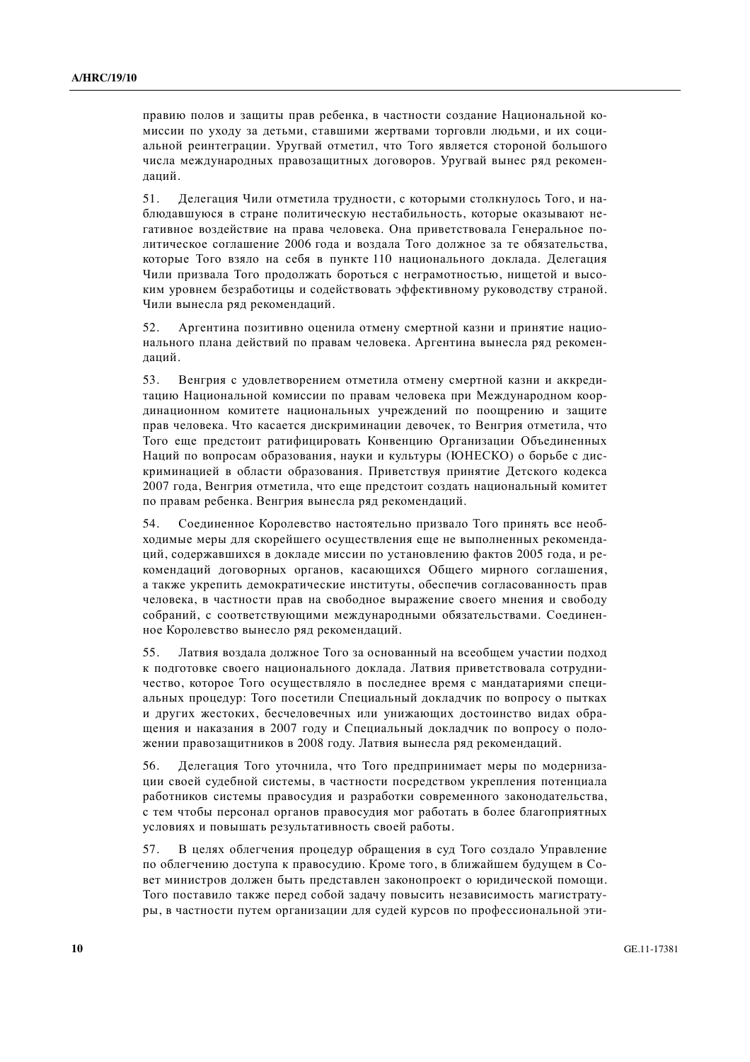правию полов и защиты прав ребенка, в частности создание Национальной комиссии по уходу за детьми, ставшими жертвами торговли людьми, и их социальной реинтеграции. Уругвай отметил, что Того является стороной большого числа международных правозащитных договоров. Уругвай вынес ряд рекомендаций.

51. Делегация Чили отметила трудности, с которыми столкнулось Того, и наблюдавшуюся в стране политическую нестабильность, которые оказывают негативное воздействие на права человека. Она приветствовала Генеральное политическое соглашение 2006 года и воздала Того должное за те обязательства, которые Того взяло на себя в пункте 110 национального доклада. Делегация Чили призвала Того продолжать бороться с неграмотностью, нищетой и высоким уровнем безработицы и содействовать эффективному руководству страной. Чили вынесла ряд рекомендаций.

52. Аргентина позитивно оценила отмену смертной казни и принятие национального плана действий по правам человека. Аргентина вынесла ряд рекомендаций.

53. Венгрия с удовлетворением отметила отмену смертной казни и аккредитацию Национальной комиссии по правам человека при Международном координационном комитете национальных учреждений по поощрению и защите прав человека. Что касается дискриминации девочек, то Венгрия отметила, что Того еще предстоит ратифицировать Конвенцию Организации Объединенных Наций по вопросам образования, науки и культуры (ЮНЕСКО) о борьбе с дискриминацией в области образования. Приветствуя принятие Детского кодекса 2007 года, Венгрия отметила, что еще предстоит создать национальный комитет по правам ребенка. Венгрия вынесла ряд рекомендаций.

54. Соединенное Королевство настоятельно призвало Того принять все необходимые меры для скорейшего осуществления еще не выполненных рекомендаций, содержавшихся в докладе миссии по установлению фактов 2005 года, и рекомендаций договорных органов, касающихся Общего мирного соглашения, а также укрепить демократические институты, обеспечив согласованность прав человека, в частности прав на свободное выражение своего мнения и свободу собраний, с соответствующими международными обязательствами. Соединенное Королевство вынесло ряд рекомендаций.

55. Латвия воздала должное Того за основанный на всеобщем участии подход к подготовке своего национального доклада. Латвия приветствовала сотрудничество, которое Того осуществляло в последнее время с мандатариями специальных процедур: Того посетили Специальный докладчик по вопросу о пытках и других жестоких, бесчеловечных или унижающих достоинство видах обращения и наказания в 2007 году и Специальный докладчик по вопросу о положении правозащитников в 2008 году. Латвия вынесла ряд рекомендаций.

56. Делегация Того уточнила, что Того предпринимает меры по модернизации своей судебной системы, в частности посредством укрепления потенциала работников системы правосудия и разработки современного законодательства, с тем чтобы персонал органов правосудия мог работать в более благоприятных условиях и повышать результативность своей работы.

57. В целях облегчения процедур обращения в суд Того создало Управление по облегчению доступа к правосудию. Кроме того, в ближайшем будущем в Совет министров должен быть представлен законопроект о юридической помощи. Того поставило также перед собой задачу повысить независимость магистратуры, в частности путем организации для судей курсов по профессиональной эти-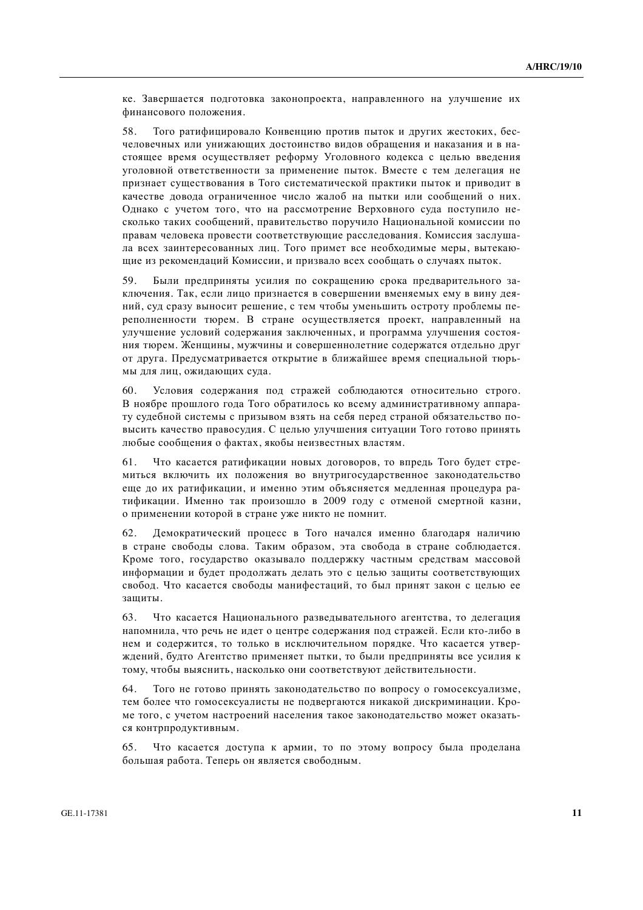ке. Завершается подготовка законопроекта, направленного на улучшение их финансового положения.

58. Того ратифицировало Конвенцию против пыток и других жестоких, бесчеловечных или унижающих достоинство видов обращения и наказания и в настоящее время осуществляет реформу Уголовного кодекса с целью введения уголовной ответственности за применение пыток. Вместе с тем делегация не признает существования в Того систематической практики пыток и приводит в качестве довода ограниченное число жалоб на пытки или сообщений о них. Однако с учетом того, что на рассмотрение Верховного суда поступило несколько таких сообщений, правительство поручило Национальной комиссии по правам человека провести соответствующие расследования. Комиссия заслушала всех заинтересованных лиц. Того примет все необходимые меры, вытекающие из рекомендаций Комиссии, и призвало всех сообщать о случаях пыток.

59. Были предприняты усилия по сокращению срока предварительного заключения. Так, если лицо признается в совершении вменяемых ему в вину деяний, суд сразу выносит решение, с тем чтобы уменьшить остроту проблемы переполненности тюрем. В стране осуществляется проект, направленный на улучшение условий содержания заключенных, и программа улучшения состояния тюрем. Женщины, мужчины и совершеннолетние содержатся отдельно друг от друга. Предусматривается открытие в ближайшее время специальной тюрьмы для лиц, ожидающих суда.

60. Условия содержания под стражей соблюдаются относительно строго. В ноябре прошлого года Того обратилось ко всему административному аппарату судебной системы с призывом взять на себя перед страной обязательство повысить качество правосудия. С целью улучшения ситуации Того готово принять любые сообщения о фактах, якобы неизвестных властям.

61. Что касается ратификации новых договоров, то впредь Того будет стремиться включить их положения во внутригосударственное законодательство еще до их ратификации, и именно этим объясняется медленная процедура ратификации. Именно так произошло в 2009 году с отменой смертной казни, о применении которой в стране уже никто не помнит.

62. Демократический процесс в Того начался именно благодаря наличию в стране свободы слова. Таким образом, эта свобода в стране соблюдается. Кроме того, государство оказывало поддержку частным средствам массовой информации и будет продолжать делать это с целью защиты соответствующих свобод. Что касается свободы манифестаций, то был принят закон с целью ее защиты.

63. Что касается Национального разведывательного агентства, то делегация напомнила, что речь не идет о центре содержания под стражей. Если кто-либо в нем и содержится, то только в исключительном порядке. Что касается утверждений, будто Агентство применяет пытки, то были предприняты все усилия к тому, чтобы выяснить, насколько они соответствуют действительности.

64. Того не готово принять законодательство по вопросу о гомосексуализме, тем более что гомосексуалисты не подвергаются никакой дискриминации. Кроме того, с учетом настроений населения такое законодательство может оказаться контрпродуктивным.

65. Что касается доступа к армии, то по этому вопросу была проделана большая работа. Теперь он является свободным.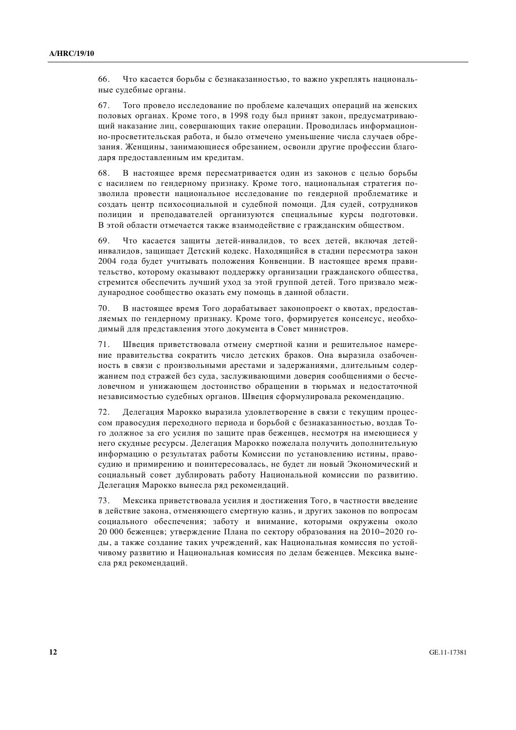66. Что касается борьбы с безнаказанностью, то важно укреплять национальные судебные органы.

67. Того провело исследование по проблеме калечащих операций на женских половых органах. Кроме того, в 1998 году был принят закон, предусматривающий наказание лиц, совершающих такие операции. Проводилась информационно-просветительская работа, и было отмечено уменьшение числа случаев обрезания. Женщины, занимающиеся обрезанием, освоили другие профессии благодаря предоставленным им кредитам.

68. В настоящее время пересматривается один из законов с целью борьбы с насилием по гендерному признаку. Кроме того, национальная стратегия позволила провести национальное исследование по гендерной проблематике и создать центр психосоциальной и судебной помощи. Для судей, сотрудников полиции и преподавателей организуются специальные курсы подготовки. В этой области отмечается также взаимодействие с гражданским обществом.

69. Что касается защиты детей-инвалидов, то всех детей, включая детей-инвалидов, защищает Детский кодекс. Находящийся в стадии пересмотра закон 2004 года будет учитывать положения Конвенции. В настоящее время правительство, которому оказывают поддержку организации гражданского общества, стремится обеспечить лучший уход за этой группой детей. Того призвало международное сообщество оказать ему помощь в данной области.

70. В настоящее время Того дорабатывает законопроект о квотах, предоставляемых по гендерному признаку. Кроме того, формируется консенсус, необходимый для представления этого документа в Совет министров.

71. Швеция приветствовала отмену смертной казни и решительное намерение правительства сократить число детских браков. Она выразила озабоченность в связи с произвольными арестами и задержаниями, длительным содержанием под стражей без суда, заслуживающими доверия сообщениями о бесчеловечном и унижающем достоинство обращении в тюрьмах и недостаточной независимостью судебных органов. Швеция сформулировала рекомендацию.

72. Делегация Марокко выразила удовлетворение в связи с текущим процессом правосудия переходного периода и борьбой с безнаказанностью, воздав Того должное за его усилия по защите прав беженцев, несмотря на имеющиеся у него скудные ресурсы. Делегация Марокко пожелала получить дополнительную информацию о результатах работы Комиссии по установлению истины, правосудию и примирению и поинтересовалась, не будет ли новый Экономический и социальный совет дублировать работу Национальной комиссии по развитию. Делегация Марокко вынесла ряд рекомендаций.

73. Мексика приветствовала усилия и достижения Того, в частности введение в действие закона, отменяющего смертную казнь, и других законов по вопросам социального обеспечения; заботу и внимание, которыми окружены около 20 000 беженцев; утверждение Плана по сектору образования на 2010–2020 годы, а также создание таких учреждений, как Национальная комиссия по устойчивому развитию и Национальная комиссия по делам беженцев. Мексика вынесла ряд рекомендаций.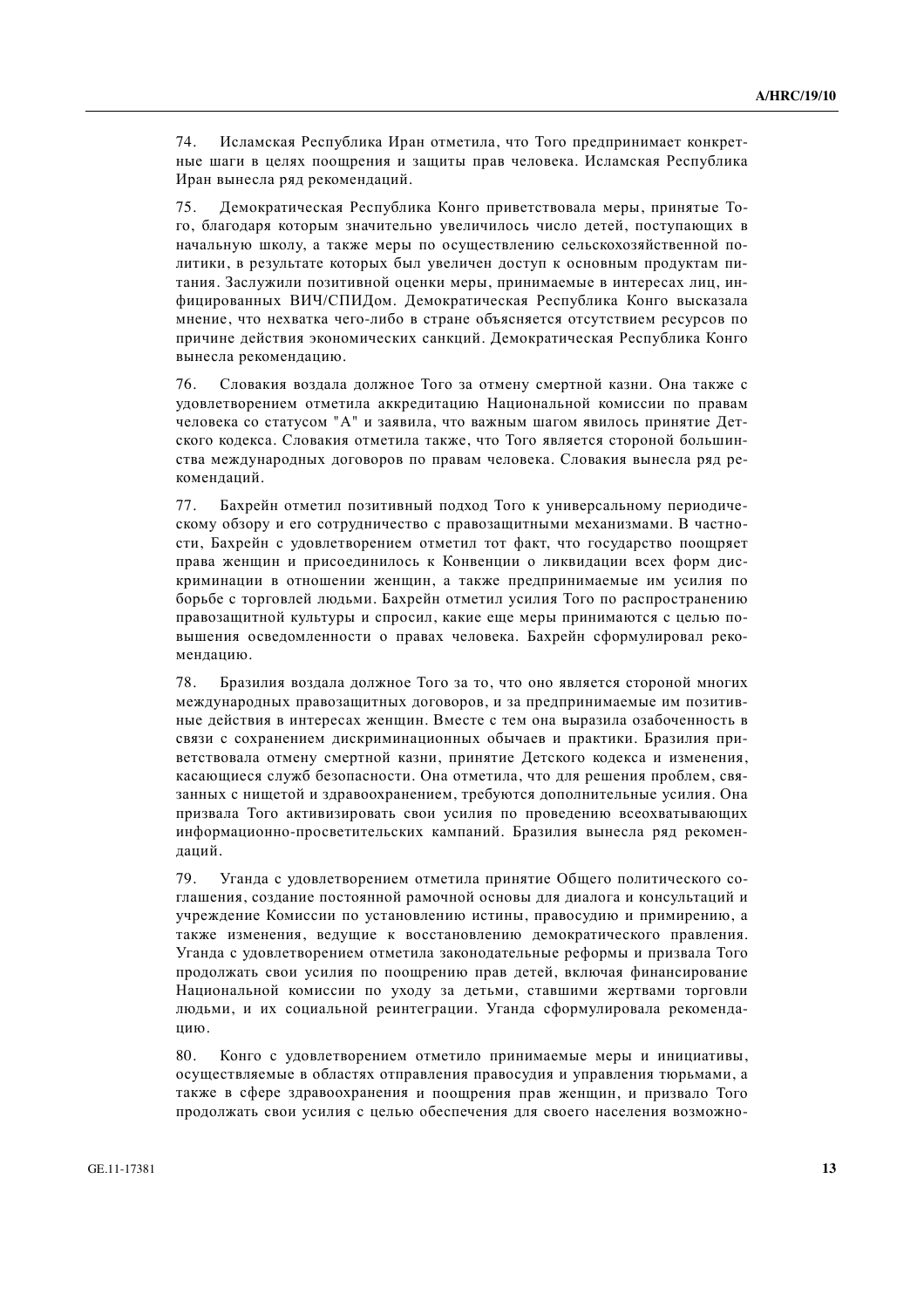74. Исламская Республика Иран отметила, что Того предпринимает конкретные шаги в целях поощрения и защиты прав человека. Исламская Республика Иран вынесла ряд рекомендаций.

75. Демократическая Республика Конго приветствовала меры, принятые Того, благодаря которым значительно увеличилось число детей, поступающих в начальную школу, а также меры по осуществлению сельскохозяйственной политики, в результате которых был увеличен доступ к основным продуктам питания. Заслужили позитивной оценки меры, принимаемые в интересах лиц, инфицированных ВИЧ/СПИДом. Демократическая Республика Конго высказала мнение, что нехватка чего-либо в стране объясняется отсутствием ресурсов по причине действия экономических санкций. Демократическая Республика Конго вынесла рекомендацию.

76. Словакия воздала должное Того за отмену смертной казни. Она также с удовлетворением отметила аккредитацию Национальной комиссии по правам человека со статусом "A" и заявила, что важным шагом явилось принятие Детского кодекса. Словакия отметила также, что Того является стороной большинства международных договоров по правам человека. Словакия вынесла ряд рекомендаций.

77. Бахрейн отметил позитивный подход Того к универсальному периодическому обзору и его сотрудничество с правозащитными механизмами. В частности, Бахрейн с удовлетворением отметил тот факт, что государство поощряет права женщин и присоединилось к Конвенции о ликвидации всех форм дискриминации в отношении женщин, а также предпринимаемые им усилия по борьбе с торговлей людьми. Бахрейн отметил усилия Того по распространению правозащитной культуры и спросил, какие еще меры принимаются с целью повышения осведомленности о правах человека. Бахрейн сформулировал рекомендацию.

78. Бразилия воздала должное Того за то, что оно является стороной многих международных правозащитных договоров, и за предпринимаемые им позитивные действия в интересах женщин. Вместе с тем она выразила озабоченность в связи с сохранением дискриминационных обычаев и практики. Бразилия приветствовала отмену смертной казни, принятие Детского кодекса и изменения, касающиеся служб безопасности. Она отметила, что для решения проблем, связанных с нищетой и здравоохранением, требуются дополнительные усилия. Она призвала Того активизировать свои усилия по проведению всеохватывающих информационно-просветительских кампаний. Бразилия вынесла ряд рекомендаций.

79. Уганда с удовлетворением отметила принятие Общего политического соглашения, создание постоянной рамочной основы для диалога и консультаций и учреждение Комиссии по установлению истины, правосудию и примирению, а также изменения, ведущие к восстановлению демократического правления. Уганда с удовлетворением отметила законодательные реформы и призвала Того продолжать свои усилия по поощрению прав детей, включая финансирование Национальной комиссии по уходу за детьми, ставшими жертвами торговли людьми, и их социальной реинтеграции. Уганда сформулировала рекомендацию.

80. Конго с удовлетворением отметило принимаемые меры и инициативы, осуществляемые в областях отправления правосудия и управления тюрьмами, а также в сфере здравоохранения и поощрения прав женщин, и призвало Того продолжать свои усилия с целью обеспечения для своего населения возможно-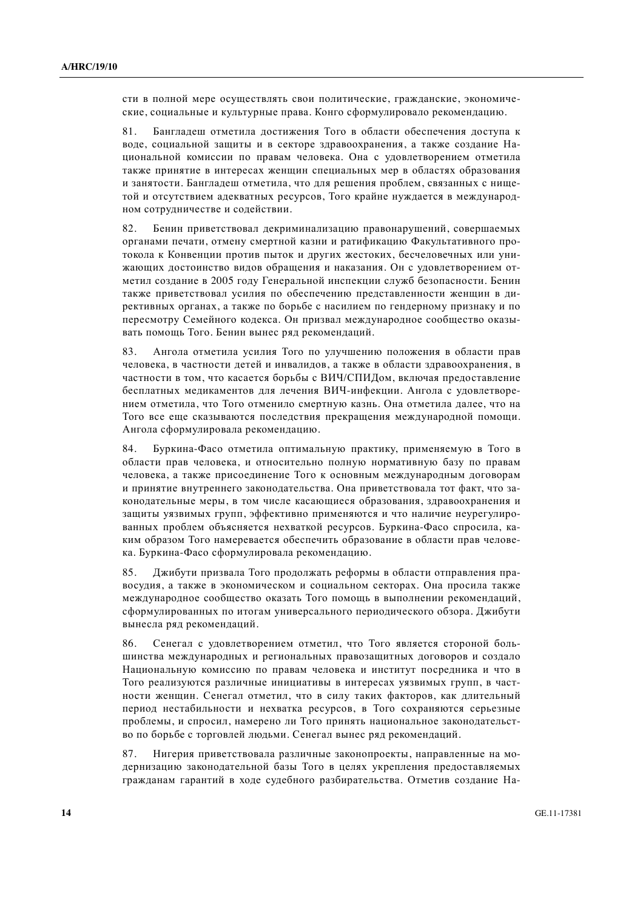сти в полной мере осуществлять свои политические, гражданские, экономические, социальные и культурные права. Конго сформулировало рекомендацию.

81. Бангладеш отметила достижения Того в области обеспечения доступа к воде, социальной защиты и в секторе здравоохранения, а также создание Национальной комиссии по правам человека. Она с удовлетворением отметила также принятие в интересах женщин специальных мер в областях образования и занятости. Бангладеш отметила, что для решения проблем, связанных с нищетой и отсутствием адекватных ресурсов, Того крайне нуждается в международном сотрудничестве и содействии.

82. Бенин приветствовал декриминализацию правонарушений, совершаемых органами печати, отмену смертной казни и ратификацию Факультативного протокола к Конвенции против пыток и других жестоких, бесчеловечных или унижающих достоинство видов обращения и наказания. Он с удовлетворением отметил создание в 2005 году Генеральной инспекции служб безопасности. Бенин также приветствовал усилия по обеспечению представленности женщин в директивных органах, а также по борьбе с насилием по гендерному признаку и по пересмотру Семейного кодекса. Он призвал международное сообщество оказывать помощь Того. Бенин вынес ряд рекомендаций.

83. Ангола отметила усилия Того по улучшению положения в области прав человека, в частности детей и инвалидов, а также в области здравоохранения, в частности в том, что касается борьбы с ВИЧ/СПИДом, включая предоставление бесплатных медикаментов для лечения ВИЧ-инфекции. Ангола с удовлетворением отметила, что Того отменило смертную казнь. Она отметила далее, что на Того все еще сказываются последствия прекращения международной помощи. Ангола сформулировала рекомендацию.

84. Буркина-Фасо отметила оптимальную практику, применяемую в Того в области прав человека, и относительно полную нормативную базу по правам человека, а также присоединение Того к основным международным договорам и принятие внутреннего законодательства. Она приветствовала тот факт, что законодательные меры, в том числе касающиеся образования, здравоохранения и защиты уязвимых групп, эффективно применяются и что наличие неурегулированных проблем объясняется нехваткой ресурсов. Буркина-Фасо спросила, каким образом Того намеревается обеспечить образование в области прав человека. Буркина-Фасо сформулировала рекомендацию.

85. Джибути призвала Того продолжать реформы в области отправления правосудия, а также в экономическом и социальном секторах. Она просила также международное сообщество оказать Того помощь в выполнении рекомендаций, сформулированных по итогам универсального периодического обзора. Джибути вынесла ряд рекомендаций.

86. Сенегал с удовлетворением отметил, что Того является стороной большинства международных и региональных правозащитных договоров и создало Национальную комиссию по правам человека и институт посредника и что в Того реализуются различные инициативы в интересах уязвимых групп, в частности женщин. Сенегал отметил, что в силу таких факторов, как длительный период нестабильности и нехватка ресурсов, в Того сохраняются серьезные проблемы, и спросил, намерено ли Того принять национальное законодательство по борьбе с торговлей людьми. Сенегал вынес ряд рекомендаций.

87. Нигерия приветствовала различные законопроекты, направленные на модернизацию законодательной базы Того в целях укрепления предоставляемых гражданам гарантий в ходе судебного разбирательства. Отметив создание На-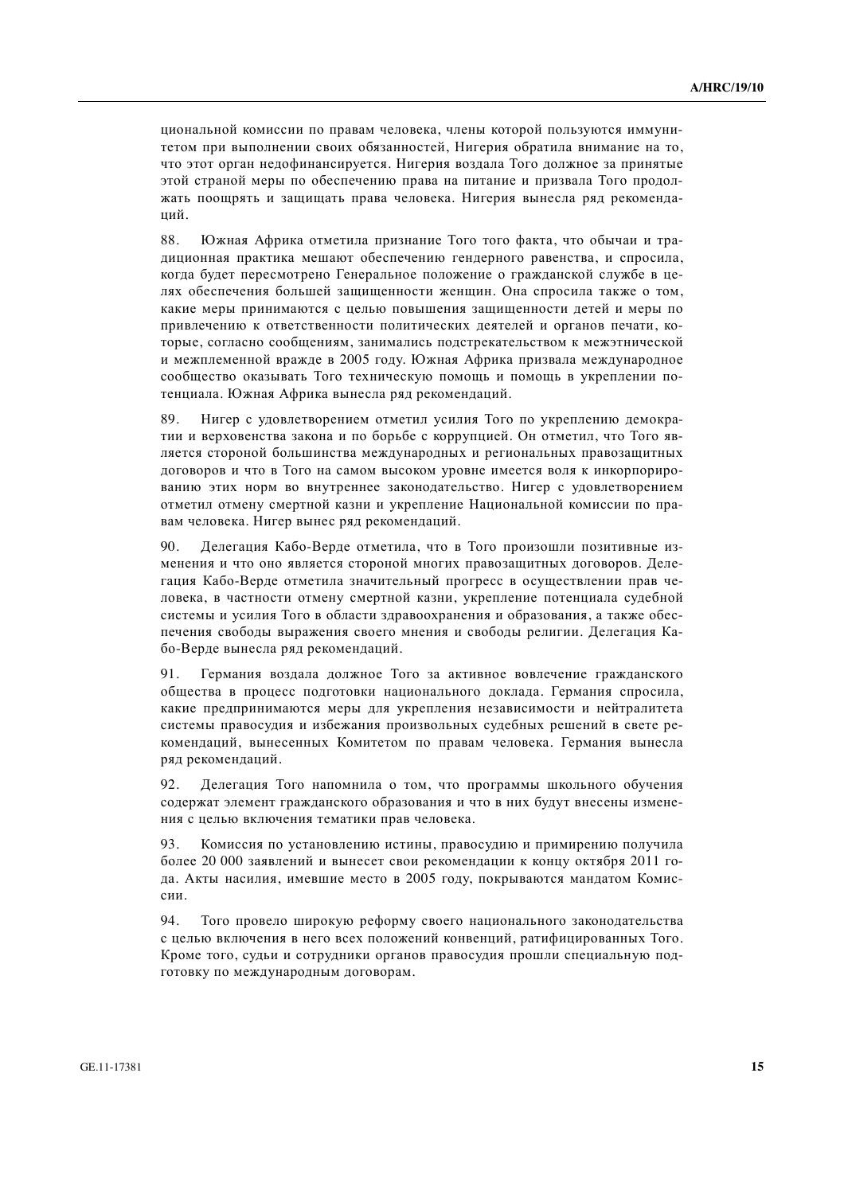циональной комиссии по правам человека, члены которой пользуются иммунитетом при выполнении своих обязанностей, Нигерия обратила внимание на то, что этот орган недофинансируется. Нигерия воздала Того должное за принятые этой страной меры по обеспечению права на питание и призвала Того продолжать поощрять и защищать права человека. Нигерия вынесла ряд рекомендаций.

88. Южная Африка отметила признание Того того факта, что обычаи и традиционная практика мешают обеспечению гендерного равенства, и спросила, когда будет пересмотрено Генеральное положение о гражданской службе в целях обеспечения большей защищенности женщин. Она спросила также о том, какие меры принимаются с целью повышения защищенности детей и меры по привлечению к ответственности политических деятелей и органов печати, которые, согласно сообщениям, занимались подстрекательством к межэтнической и межплеменной вражде в 2005 году. Южная Африка призвала международное сообщество оказывать Того техническую помощь и помощь в укреплении потенциала. Южная Африка вынесла ряд рекомендаций.

89. Нигер с удовлетворением отметил усилия Того по укреплению демократии и верховенства закона и по борьбе с коррупцией. Он отметил, что Того является стороной большинства международных и региональных правозащитных договоров и что в Того на самом высоком уровне имеется воля к инкорпорированию этих норм во внутреннее законодательство. Нигер с удовлетворением отметил отмену смертной казни и укрепление Национальной комиссии по правам человека. Нигер вынес ряд рекомендаций.

90. Делегация Кабо-Верде отметила, что в Того произошли позитивные изменения и что оно является стороной многих правозащитных договоров. Делегация Кабо-Верде отметила значительный прогресс в осуществлении прав человека, в частности отмену смертной казни, укрепление потенциала судебной системы и усилия Того в области здравоохранения и образования, а также обеспечения свободы выражения своего мнения и свободы религии. Делегация Кабо-Верде вынесла ряд рекомендаций.

91. Германия воздала должное Того за активное вовлечение гражданского общества в процесс подготовки национального доклада. Германия спросила, какие предпринимаются меры для укрепления независимости и нейтралитета системы правосудия и избежания произвольных судебных решений в свете рекомендаций, вынесенных Комитетом по правам человека. Германия вынесла ряд рекомендаций.

92. Делегация Того напомнила о том, что программы школьного обучения содержат элемент гражданского образования и что в них будут внесены изменения с целью включения тематики прав человека.

93. Комиссия по установлению истины, правосудию и примирению получила более 20 000 заявлений и вынесет свои рекомендации к концу октября 2011 года. Акты насилия, имевшие место в 2005 году, покрываются мандатом Комиссии.

94. Того провело широкую реформу своего национального законодательства с целью включения в него всех положений конвенций, ратифицированных Того. Кроме того, судьи и сотрудники органов правосудия прошли специальную подготовку по международным договорам.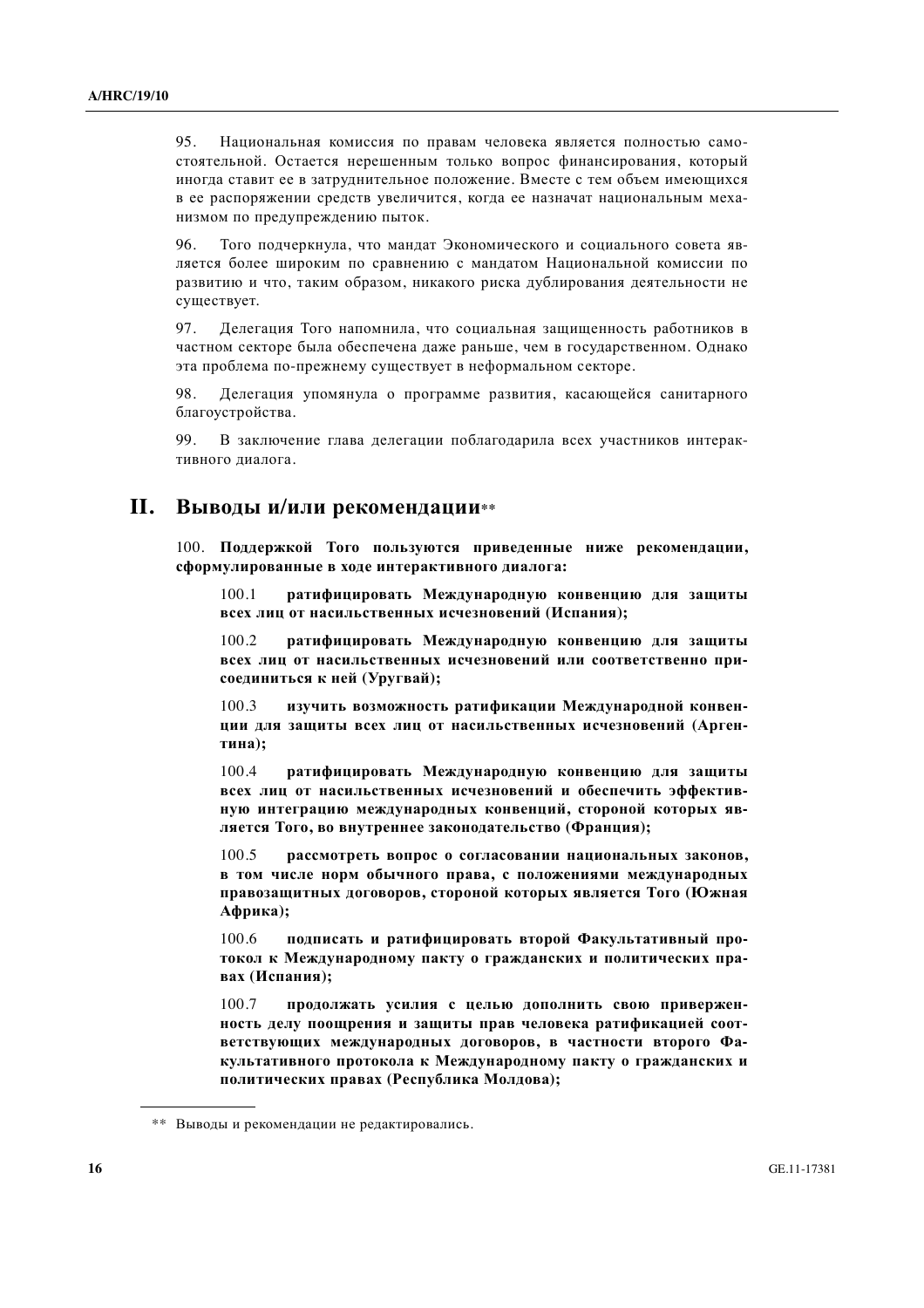95. Национальная комиссия по правам человека является полностью самостоятельной. Остается нерешенным только вопрос финансирования, который иногда ставит ее в затруднительное положение. Вместе с тем объем имеющихся в ее распоряжении средств увеличится, когда ее назначат национальным механизмом по предупреждению пыток.

96. Того подчеркнула, что мандат Экономического и социального совета является более широким по сравнению с мандатом Национальной комиссии по развитию и что, таким образом, никакого риска дублирования деятельности не существует.

97. Делегация Того напомнила, что социальная защищенность работников в частном секторе была обеспечена даже раньше, чем в государственном. Однако эта проблема по-прежнему существует в неформальном секторе.

98. Делегация упомянула о программе развития, касающейся санитарного благоустройства.

99. В заключение глава делегации поблагодарила всех участников интерактивного диалога.

## II. Выводы и/или рекомендации**

100. **Поддержкой Того пользуются приведенные ниже рекомендации, сформулированные в ходе интерактивного диалога:**

100.1 **ратифицировать Международную конвенцию для защиты всех лиц от насильственных исчезновений (Испания);**

100.2 **ратифицировать Международную конвенцию для защиты всех лиц от насильственных исчезновений или соответственно присоединиться к ней (Уругвай);**

100.3 **изучить возможность ратификации Международной конвенции для защиты всех лиц от насильственных исчезновений (Аргентина);**

100.4 **ратифицировать Международную конвенцию для защиты всех лиц от насильственных исчезновений и обеспечить эффективную интеграцию международных конвенций, стороной которых является Того, во внутреннее законодательство (Франция);**

100.5 **рассмотреть вопрос о согласовании национальных законов, в том числе норм обычного права, с положениями международных правозащитных договоров, стороной которых является Того (Южная Африка);**

100.6 **подписать и ратифицировать второй Факультативный протокол к Международному пакту о гражданских и политических правах (Испания);**

100.7 **продолжать усилия с целью дополнить свою приверженность делу поощрения и защиты прав человека ратификацией соответствующих международных договоров, в частности второго Факультативного протокола к Международному пакту о гражданских и политических правах (Республика Молдова);**

---

** Выводы и рекомендации не редактировались.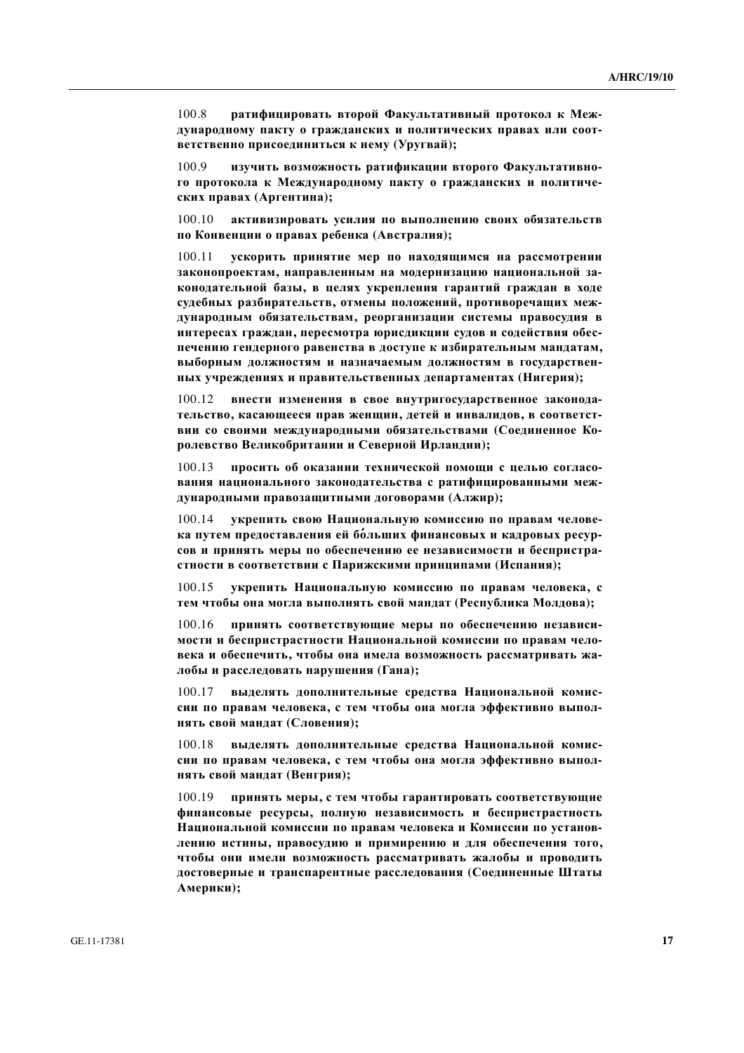100.8 **ратифицировать второй Факультативный протокол к Международному пакту о гражданских и политических правах или соответственно присоединиться к нему (Уругвай);**

100.9 **изучить возможность ратификации второго Факультативного протокола к Международному пакту о гражданских и политических правах (Аргентина);**

100.10 **активизировать усилия по выполнению своих обязательств по Конвенции о правах ребенка (Австралия);**

100.11 **ускорить принятие мер по находящимся на рассмотрении законопроектам, направленным на модернизацию национальной законодательной базы, в целях укрепления гарантий граждан в ходе судебных разбирательств, отмены положений, противоречащих международным обязательствам, реорганизации системы правосудия в интересах граждан, пересмотра юрисдикции судов и содействия обеспечению гендерного равенства в доступе к избирательным мандатам, выборным должностям и назначаемым должностям в государственных учреждениях и правительственных департаментах (Нигерия);**

100.12 **внести изменения в свое внутригосударственное законодательство, касающееся прав женщин, детей и инвалидов, в соответствии со своими международными обязательствами (Соединенное Королевство Великобритании и Северной Ирландии);**

100.13 **просить об оказании технической помощи с целью согласования национального законодательства с ратифицированными международными правозащитными договорами (Алжир);**

100.14 **укрепить свою Национальную комиссию по правам человека путем предоставления ей бóльших финансовых и кадровых ресурсов и принять меры по обеспечению ее независимости и беспристрастности в соответствии с Парижскими принципами (Испания);**

100.15 **укрепить Национальную комиссию по правам человека, с тем чтобы она могла выполнять свой мандат (Республика Молдова);**

100.16 **принять соответствующие меры по обеспечению независимости и беспристрастности Национальной комиссии по правам человека и обеспечить, чтобы она имела возможность рассматривать жалобы и расследовать нарушения (Гана);**

100.17 **выделять дополнительные средства Национальной комиссии по правам человека, с тем чтобы она могла эффективно выполнять свой мандат (Словения);**

100.18 **выделять дополнительные средства Национальной комиссии по правам человека, с тем чтобы она могла эффективно выполнять свой мандат (Венгрия);**

100.19 **принять меры, с тем чтобы гарантировать соответствующие финансовые ресурсы, полную независимость и беспристрастность Национальной комиссии по правам человека и Комиссии по установлению истины, правосудию и примирению и для обеспечения того, чтобы они имели возможность рассматривать жалобы и проводить достоверные и транспарентные расследования (Соединенные Штаты Америки);**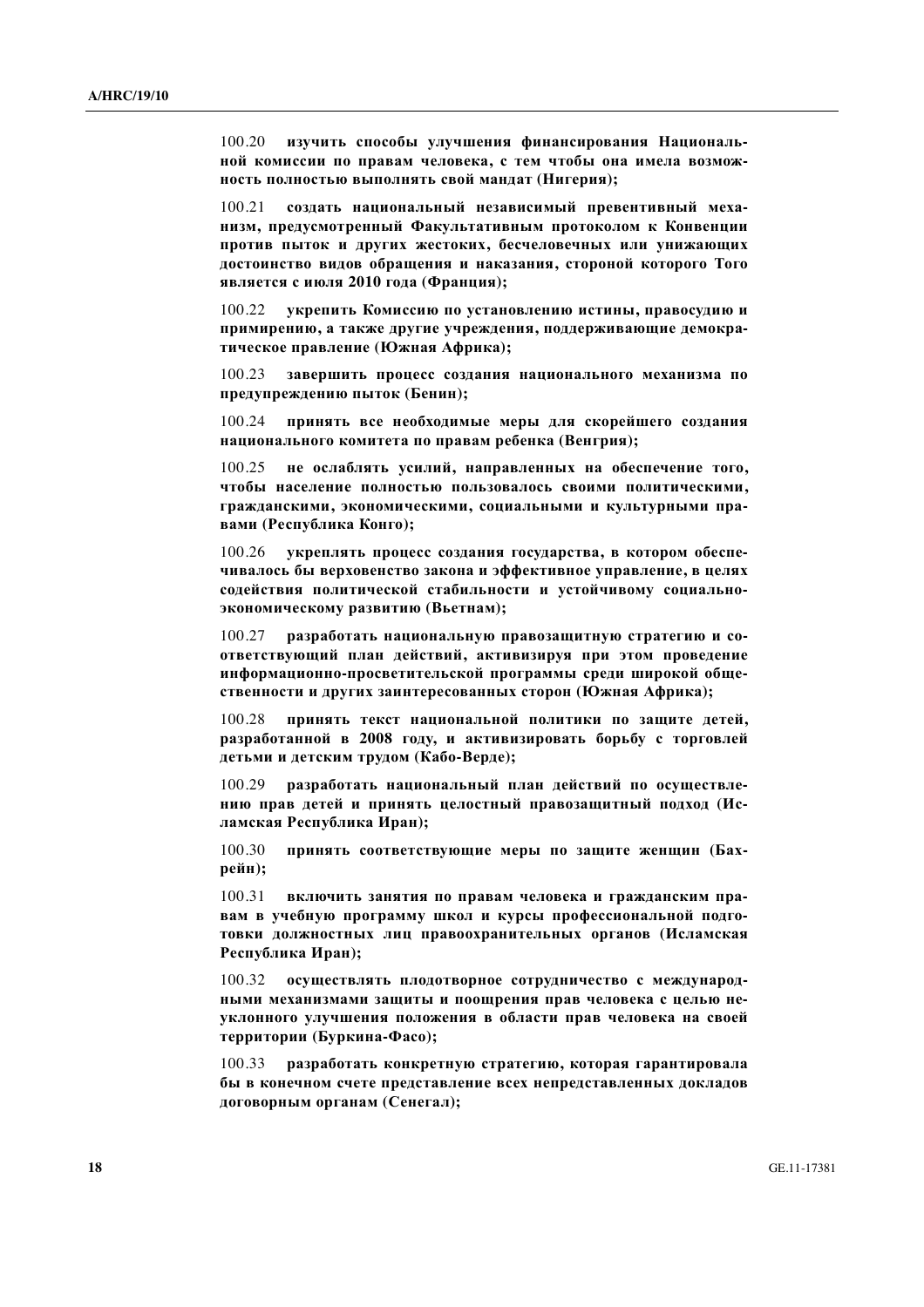100.20 **изучить способы улучшения финансирования Национальной комиссии по правам человека, с тем чтобы она имела возможность полностью выполнять свой мандат (Нигерия);**

100.21 **создать национальный независимый превентивный механизм, предусмотренный Факультативным протоколом к Конвенции против пыток и других жестоких, бесчеловечных или унижающих достоинство видов обращения и наказания, стороной которого Того является с июля 2010 года (Франция);**

100.22 **укрепить Комиссию по установлению истины, правосудию и примирению, а также другие учреждения, поддерживающие демократическое правление (Южная Африка);**

100.23 **завершить процесс создания национального механизма по предупреждению пыток (Бенин);**

100.24 **принять все необходимые меры для скорейшего создания национального комитета по правам ребенка (Венгрия);**

100.25 **не ослаблять усилий, направленных на обеспечение того, чтобы население полностью пользовалось своими политическими, гражданскими, экономическими, социальными и культурными правами (Республика Конго);**

100.26 **укреплять процесс создания государства, в котором обеспечивалось бы верховенство закона и эффективное управление, в целях содействия политической стабильности и устойчивому социально-экономическому развитию (Вьетнам);**

100.27 **разработать национальную правозащитную стратегию и соответствующий план действий, активизируя при этом проведение информационно-просветительской программы среди широкой общественности и других заинтересованных сторон (Южная Африка);**

100.28 **принять текст национальной политики по защите детей, разработанной в 2008 году, и активизировать борьбу с торговлей детьми и детским трудом (Кабо-Верде);**

100.29 **разработать национальный план действий по осуществлению прав детей и принять целостный правозащитный подход (Исламская Республика Иран);**

100.30 **принять соответствующие меры по защите женщин (Бахрейн);**

100.31 **включить занятия по правам человека и гражданским правам в учебную программу школ и курсы профессиональной подготовки должностных лиц правоохранительных органов (Исламская Республика Иран);**

100.32 **осуществлять плодотворное сотрудничество с международными механизмами защиты и поощрения прав человека с целью неуклонного улучшения положения в области прав человека на своей территории (Буркина-Фасо);**

100.33 **разработать конкретную стратегию, которая гарантировала бы в конечном счете представление всех непредставленных докладов договорным органам (Сенегал);**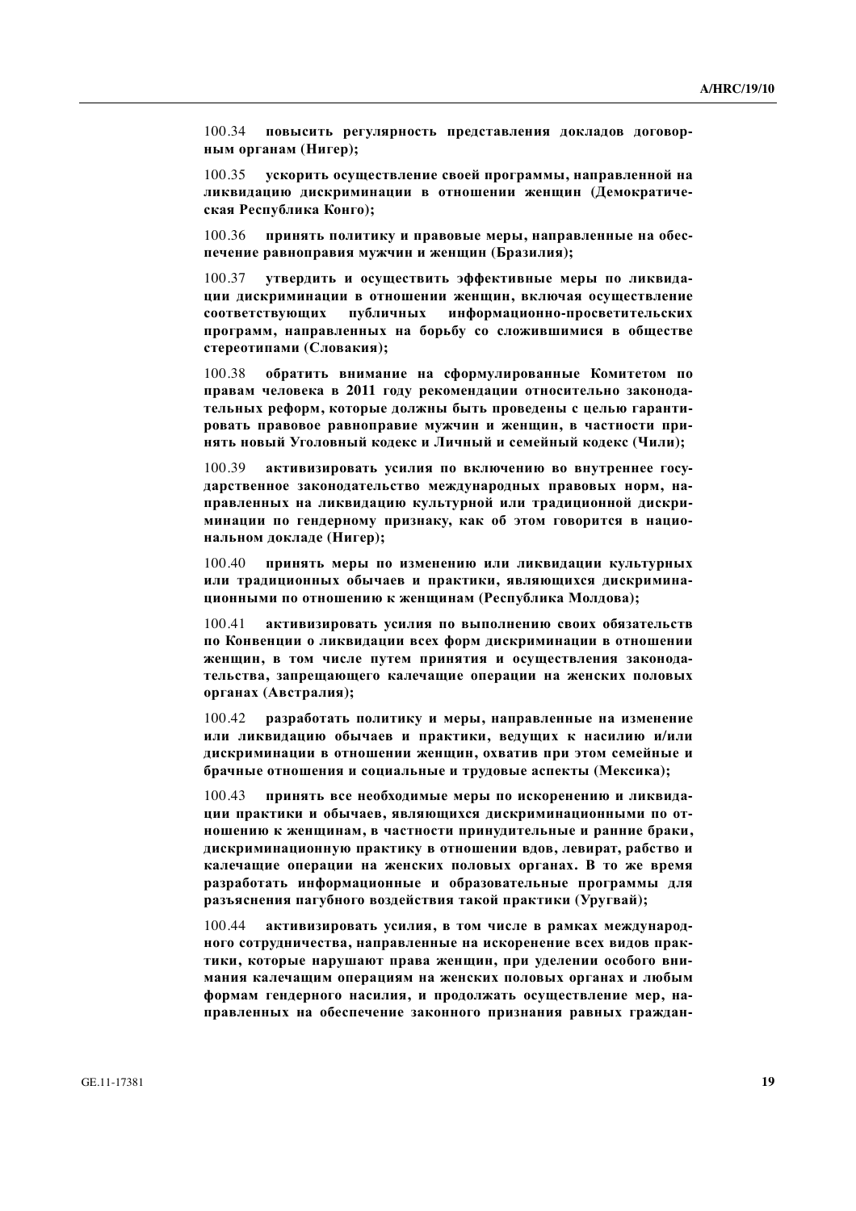100.34 **повысить регулярность представления докладов договорным органам (Нигер);**

100.35 **ускорить осуществление своей программы, направленной на ликвидацию дискриминации в отношении женщин (Демократическая Республика Конго);**

100.36 **принять политику и правовые меры, направленные на обеспечение равноправия мужчин и женщин (Бразилия);**

100.37 **утвердить и осуществить эффективные меры по ликвидации дискриминации в отношении женщин, включая осуществление соответствующих публичных информационно-просветительских программ, направленных на борьбу со сложившимися в обществе стереотипами (Словакия);**

100.38 **обратить внимание на сформулированные Комитетом по правам человека в 2011 году рекомендации относительно законодательных реформ, которые должны быть проведены с целью гарантировать правовое равноправие мужчин и женщин, в частности принять новый Уголовный кодекс и Личный и семейный кодекс (Чили);**

100.39 **активизировать усилия по включению во внутреннее государственное законодательство международных правовых норм, направленных на ликвидацию культурной или традиционной дискриминации по гендерному признаку, как об этом говорится в национальном докладе (Нигер);**

100.40 **принять меры по изменению или ликвидации культурных или традиционных обычаев и практики, являющихся дискриминационными по отношению к женщинам (Республика Молдова);**

100.41 **активизировать усилия по выполнению своих обязательств по Конвенции о ликвидации всех форм дискриминации в отношении женщин, в том числе путем принятия и осуществления законодательства, запрещающего калечащие операции на женских половых органах (Австралия);**

100.42 **разработать политику и меры, направленные на изменение или ликвидацию обычаев и практики, ведущих к насилию и/или дискриминации в отношении женщин, охватив при этом семейные и брачные отношения и социальные и трудовые аспекты (Мексика);**

100.43 **принять все необходимые меры по искоренению и ликвидации практики и обычаев, являющихся дискриминационными по отношению к женщинам, в частности принудительные и ранние браки, дискриминационную практику в отношении вдов, левират, рабство и калечащие операции на женских половых органах. В то же время разработать информационные и образовательные программы для разъяснения пагубного воздействия такой практики (Уругвай);**

100.44 **активизировать усилия, в том числе в рамках международного сотрудничества, направленные на искоренение всех видов практики, которые нарушают права женщин, при уделении особого внимания калечащим операциям на женских половых органах и любым формам гендерного насилия, и продолжать осуществление мер, направленных на обеспечение законного признания равных граждан-**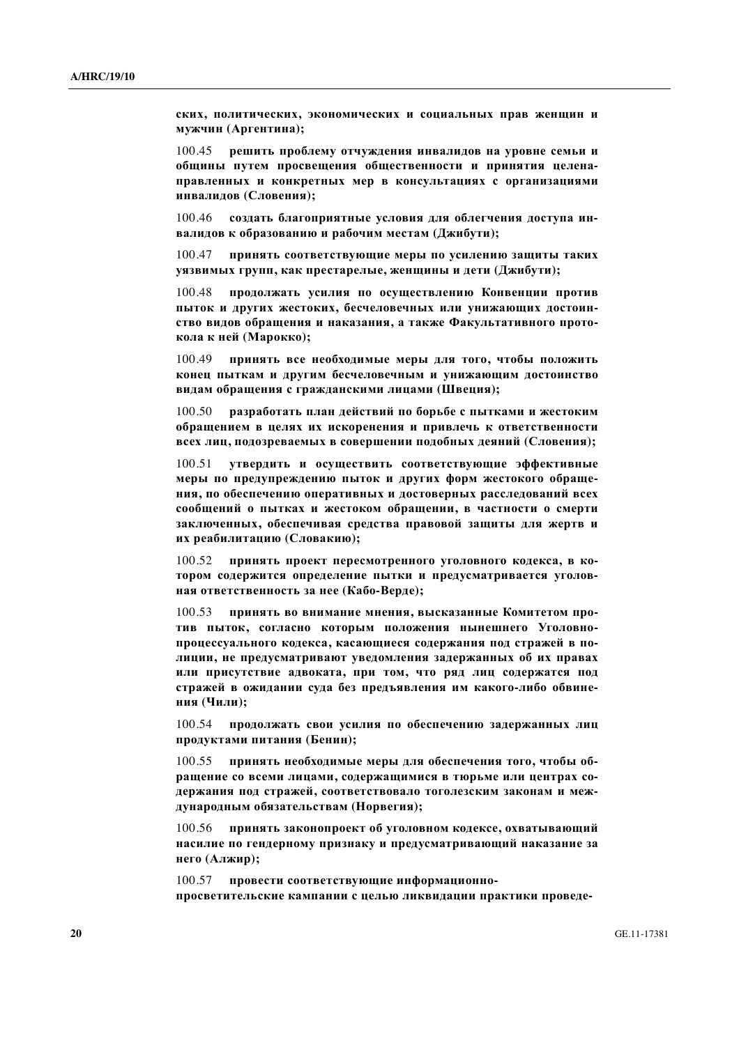**ских, политических, экономических и социальных прав женщин и мужчин (Аргентина);**

100.45 **решить проблему отчуждения инвалидов на уровне семьи и общины путем просвещения общественности и принятия целенаправленных и конкретных мер в консультациях с организациями инвалидов (Словения);**

100.46 **создать благоприятные условия для облегчения доступа инвалидов к образованию и рабочим местам (Джибути);**

100.47 **принять соответствующие меры по усилению защиты таких уязвимых групп, как престарелые, женщины и дети (Джибути);**

100.48 **продолжать усилия по осуществлению Конвенции против пыток и других жестоких, бесчеловечных или унижающих достоинство видов обращения и наказания, а также Факультативного протокола к ней (Марокко);**

100.49 **принять все необходимые меры для того, чтобы положить конец пыткам и другим бесчеловечным и унижающим достоинство видам обращения с гражданскими лицами (Швеция);**

100.50 **разработать план действий по борьбе с пытками и жестоким обращением в целях их искоренения и привлечь к ответственности всех лиц, подозреваемых в совершении подобных деяний (Словения);**

100.51 **утвердить и осуществить соответствующие эффективные меры по предупреждению пыток и других форм жестокого обращения, по обеспечению оперативных и достоверных расследований всех сообщений о пытках и жестоком обращении, в частности о смерти заключенных, обеспечивая средства правовой защиты для жертв и их реабилитацию (Словакию);**

100.52 **принять проект пересмотренного уголовного кодекса, в котором содержится определение пытки и предусматривается уголовная ответственность за нее (Кабо-Верде);**

100.53 **принять во внимание мнения, высказанные Комитетом против пыток, согласно которым положения нынешнего Уголовно-процессуального кодекса, касающиеся содержания под стражей в полиции, не предусматривают уведомления задержанных об их правах или присутствие адвоката, при том, что ряд лиц содержатся под стражей в ожидании суда без предъявления им какого-либо обвинения (Чили);**

100.54 **продолжать свои усилия по обеспечению задержанных лиц продуктами питания (Бенин);**

100.55 **принять необходимые меры для обеспечения того, чтобы обращение со всеми лицами, содержащимися в тюрьме или центрах содержания под стражей, соответствовало тоголезским законам и международным обязательствам (Норвегия);**

100.56 **принять законопроект об уголовном кодексе, охватывающий насилие по гендерному признаку и предусматривающий наказание за него (Алжир);**

100.57 **провести соответствующие информационно-просветительские кампании с целью ликвидации практики проведе-**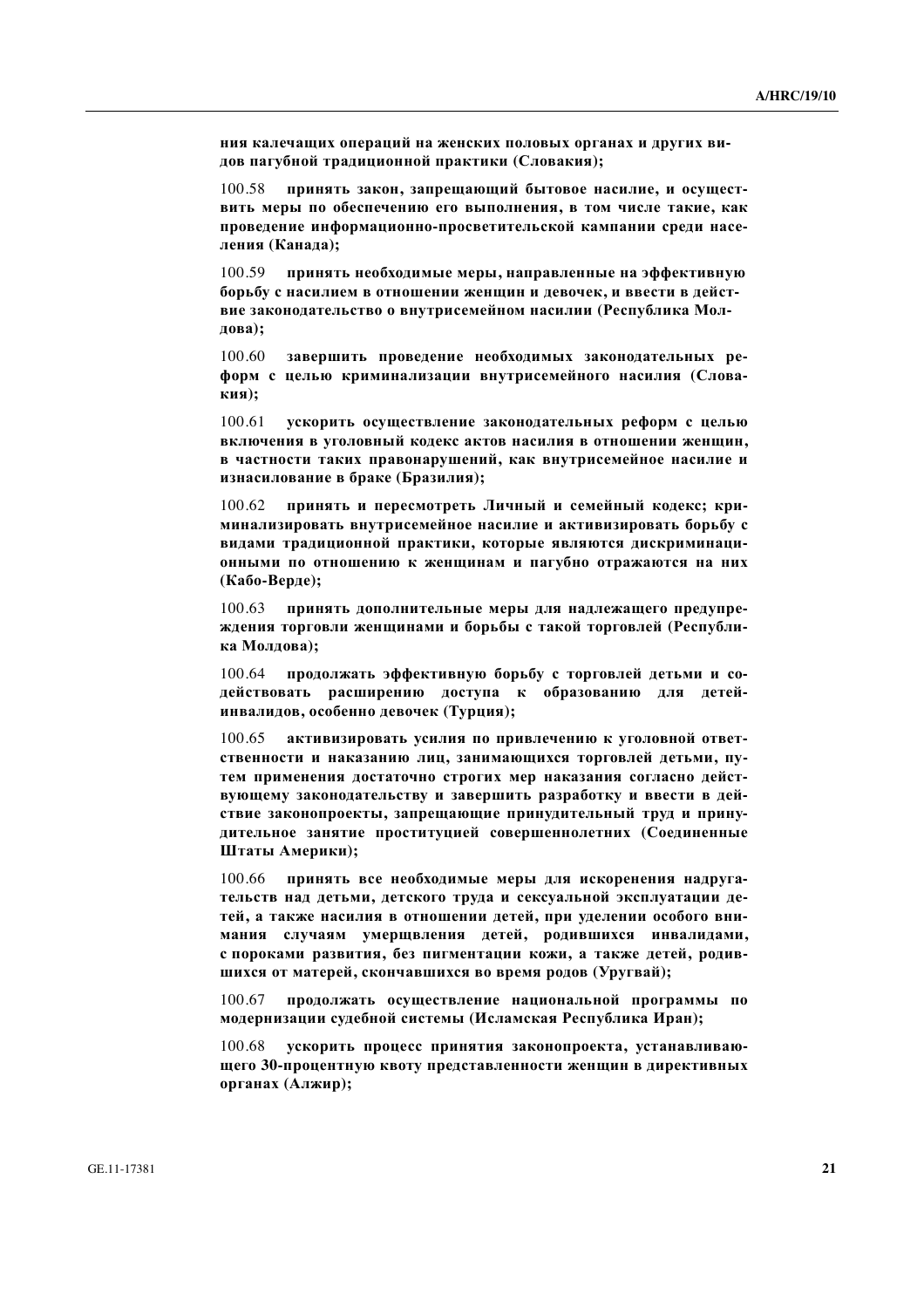**ния калечащих операций на женских половых органах и других видов пагубной традиционной практики (Словакия);**

100.58 **принять закон, запрещающий бытовое насилие, и осуществить меры по обеспечению его выполнения, в том числе такие, как проведение информационно-просветительской кампании среди населения (Канада);**

100.59 **принять необходимые меры, направленные на эффективную борьбу с насилием в отношении женщин и девочек, и ввести в действие законодательство о внутрисемейном насилии (Республика Молдова);**

100.60 **завершить проведение необходимых законодательных реформ с целью криминализации внутрисемейного насилия (Словакия);**

100.61 **ускорить осуществление законодательных реформ с целью включения в уголовный кодекс актов насилия в отношении женщин, в частности таких правонарушений, как внутрисемейное насилие и изнасилование в браке (Бразилия);**

100.62 **принять и пересмотреть Личный и семейный кодекс; криминализировать внутрисемейное насилие и активизировать борьбу с видами традиционной практики, которые являются дискриминационными по отношению к женщинам и пагубно отражаются на них (Кабо-Верде);**

100.63 **принять дополнительные меры для надлежащего предупреждения торговли женщинами и борьбы с такой торговлей (Республика Молдова);**

100.64 **продолжать эффективную борьбу с торговлей детьми и содействовать расширению доступа к образованию для детей-инвалидов, особенно девочек (Турция);**

100.65 **активизировать усилия по привлечению к уголовной ответственности и наказанию лиц, занимающихся торговлей детьми, путем применения достаточно строгих мер наказания согласно действующему законодательству и завершить разработку и ввести в действие законопроекты, запрещающие принудительный труд и принудительное занятие проституцией совершеннолетних (Соединенные Штаты Америки);**

100.66 **принять все необходимые меры для искоренения надругательств над детьми, детского труда и сексуальной эксплуатации детей, а также насилия в отношении детей, при уделении особого внимания случаям умерщвления детей, родившихся инвалидами, с пороками развития, без пигментации кожи, а также детей, родившихся от матерей, скончавшихся во время родов (Уругвай);**

100.67 **продолжать осуществление национальной программы по модернизации судебной системы (Исламская Республика Иран);**

100.68 **ускорить процесс принятия законопроекта, устанавливающего 30-процентную квоту представленности женщин в директивных органах (Алжир);**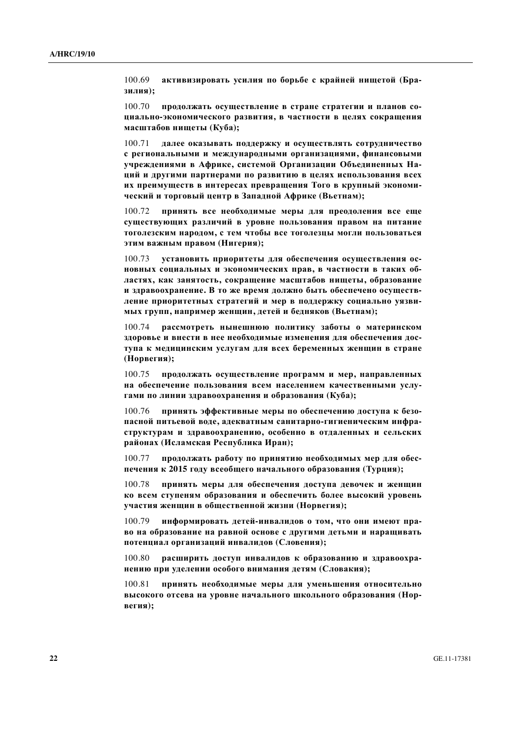100.69 **активизировать усилия по борьбе с крайней нищетой (Бразилия);**

100.70 **продолжать осуществление в стране стратегии и планов социально-экономического развития, в частности в целях сокращения масштабов нищеты (Куба);**

100.71 **далее оказывать поддержку и осуществлять сотрудничество с региональными и международными организациями, финансовыми учреждениями в Африке, системой Организации Объединенных Наций и другими партнерами по развитию в целях использования всех их преимуществ в интересах превращения Того в крупный экономический и торговый центр в Западной Африке (Вьетнам);**

100.72 **принять все необходимые меры для преодоления все еще существующих различий в уровне пользования правом на питание тоголезским народом, с тем чтобы все тоголезцы могли пользоваться этим важным правом (Нигерия);**

100.73 **установить приоритеты для обеспечения осуществления основных социальных и экономических прав, в частности в таких областях, как занятость, сокращение масштабов нищеты, образование и здравоохранение. В то же время должно быть обеспечено осуществление приоритетных стратегий и мер в поддержку социально уязвимых групп, например женщин, детей и бедняков (Вьетнам);**

100.74 **рассмотреть нынешнюю политику заботы о материнском здоровье и внести в нее необходимые изменения для обеспечения доступа к медицинским услугам для всех беременных женщин в стране (Норвегия);**

100.75 **продолжать осуществление программ и мер, направленных на обеспечение пользования всем населением качественными услугами по линии здравоохранения и образования (Куба);**

100.76 **принять эффективные меры по обеспечению доступа к безопасной питьевой воде, адекватным санитарно-гигиеническим инфраструктурам и здравоохранению, особенно в отдаленных и сельских районах (Исламская Республика Иран);**

100.77 **продолжать работу по принятию необходимых мер для обеспечения к 2015 году всеобщего начального образования (Турция);**

100.78 **принять меры для обеспечения доступа девочек и женщин ко всем ступеням образования и обеспечить более высокий уровень участия женщин в общественной жизни (Норвегия);**

100.79 **информировать детей-инвалидов о том, что они имеют право на образование на равной основе с другими детьми и наращивать потенциал организаций инвалидов (Словения);**

100.80 **расширить доступ инвалидов к образованию и здравоохранению при уделении особого внимания детям (Словакия);**

100.81 **принять необходимые меры для уменьшения относительно высокого отсева на уровне начального школьного образования (Норвегия);**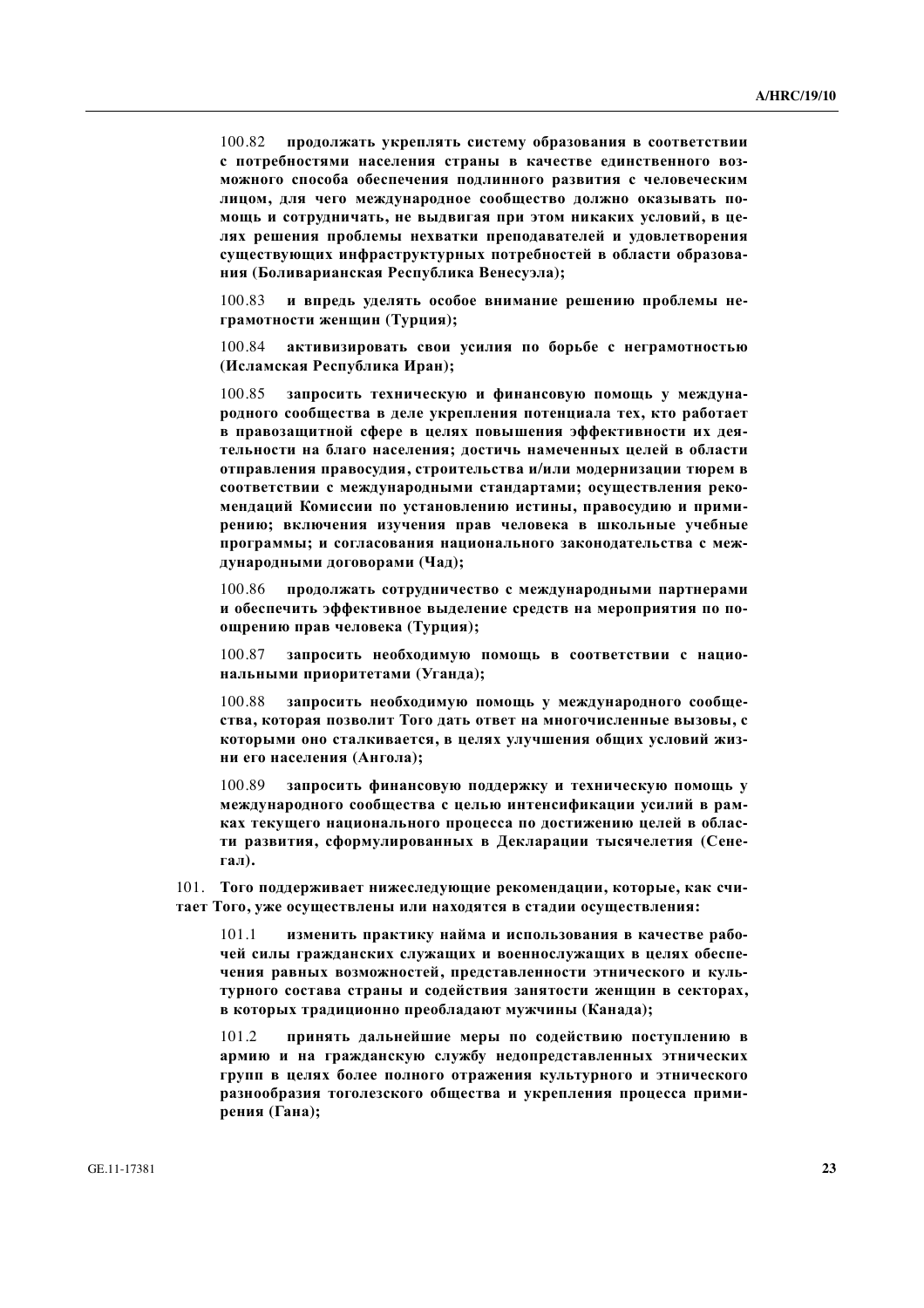100.82 **продолжать укреплять систему образования в соответствии с потребностями населения страны в качестве единственного возможного способа обеспечения подлинного развития с человеческим лицом, для чего международное сообщество должно оказывать помощь и сотрудничать, не выдвигая при этом никаких условий, в целях решения проблемы нехватки преподавателей и удовлетворения существующих инфраструктурных потребностей в области образования (Боливарианская Республика Венесуэла);**

100.83 **и впредь уделять особое внимание решению проблемы неграмотности женщин (Турция);**

100.84 **активизировать свои усилия по борьбе с неграмотностью (Исламская Республика Иран);**

100.85 **запросить техническую и финансовую помощь у международного сообщества в деле укрепления потенциала тех, кто работает в правозащитной сфере в целях повышения эффективности их деятельности на благо населения; достичь намеченных целей в области отправления правосудия, строительства и/или модернизации тюрем в соответствии с международными стандартами; осуществления рекомендаций Комиссии по установлению истины, правосудию и примирению; включения изучения прав человека в школьные учебные программы; и согласования национального законодательства с международными договорами (Чад);**

100.86 **продолжать сотрудничество с международными партнерами и обеспечить эффективное выделение средств на мероприятия по поощрению прав человека (Турция);**

100.87 **запросить необходимую помощь в соответствии с национальными приоритетами (Уганда);**

100.88 **запросить необходимую помощь у международного сообщества, которая позволит Того дать ответ на многочисленные вызовы, с которыми оно сталкивается, в целях улучшения общих условий жизни его населения (Ангола);**

100.89 **запросить финансовую поддержку и техническую помощь у международного сообщества с целью интенсификации усилий в рамках текущего национального процесса по достижению целей в области развития, сформулированных в Декларации тысячелетия (Сенегал).**

101. **Того поддерживает нижеследующие рекомендации, которые, как считает Того, уже осуществлены или находятся в стадии осуществления:**

101.1 **изменить практику найма и использования в качестве рабочей силы гражданских служащих и военнослужащих в целях обеспечения равных возможностей, представленности этнического и культурного состава страны и содействия занятости женщин в секторах, в которых традиционно преобладают мужчины (Канада);**

101.2 **принять дальнейшие меры по содействию поступлению в армию и на гражданскую службу недопредставленных этнических групп в целях более полного отражения культурного и этнического разнообразия тоголезского общества и укрепления процесса примирения (Гана);**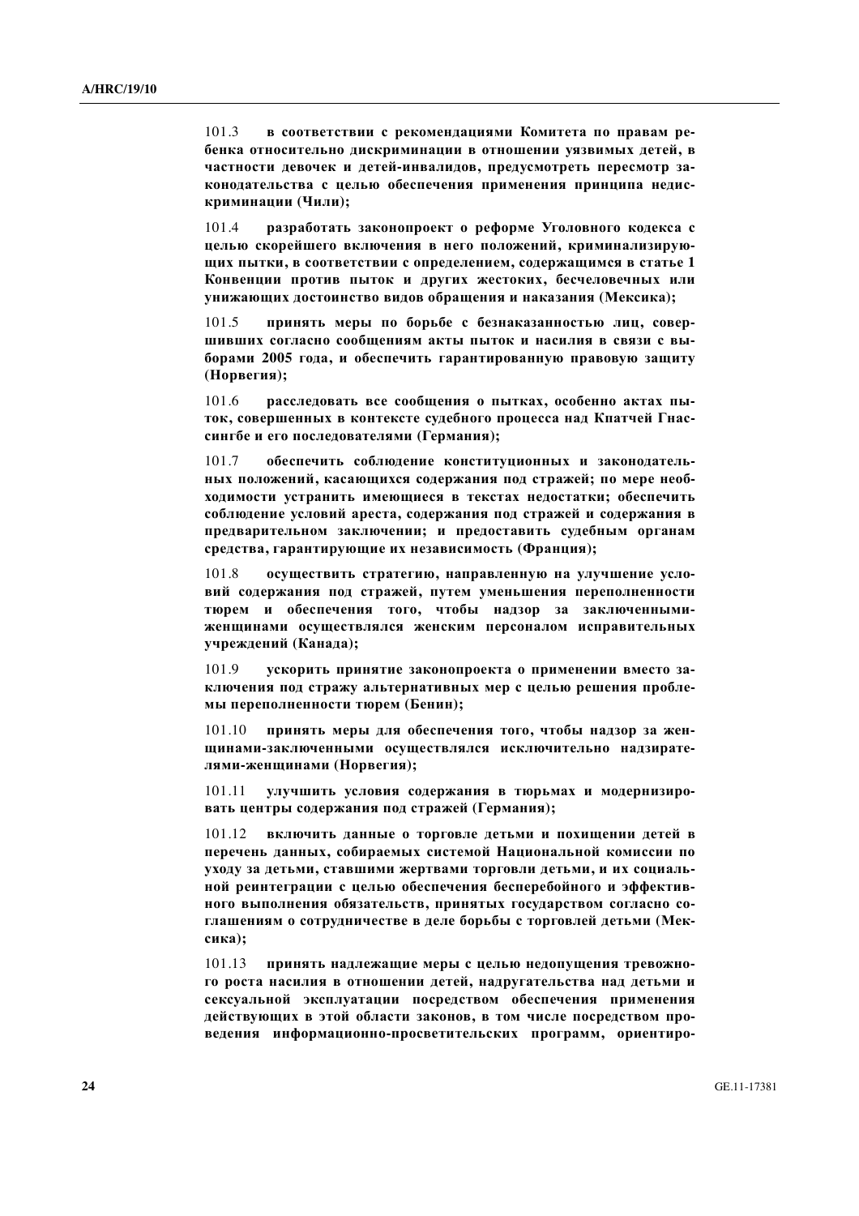101.3 **в соответствии с рекомендациями Комитета по правам ребенка относительно дискриминации в отношении уязвимых детей, в частности девочек и детей-инвалидов, предусмотреть пересмотр законодательства с целью обеспечения применения принципа недискриминации (Чили);**

101.4 **разработать законопроект о реформе Уголовного кодекса с целью скорейшего включения в него положений, криминализирующих пытки, в соответствии с определением, содержащимся в статье 1 Конвенции против пыток и других жестоких, бесчеловечных или унижающих достоинство видов обращения и наказания (Мексика);**

101.5 **принять меры по борьбе с безнаказанностью лиц, совершивших согласно сообщениям акты пыток и насилия в связи с выборами 2005 года, и обеспечить гарантированную правовую защиту (Норвегия);**

101.6 **расследовать все сообщения о пытках, особенно актах пыток, совершенных в контексте судебного процесса над Кпатчей Гнассингбе и его последователями (Германия);**

101.7 **обеспечить соблюдение конституционных и законодательных положений, касающихся содержания под стражей; по мере необходимости устранить имеющиеся в текстах недостатки; обеспечить соблюдение условий ареста, содержания под стражей и содержания в предварительном заключении; и предоставить судебным органам средства, гарантирующие их независимость (Франция);**

101.8 **осуществить стратегию, направленную на улучшение условий содержания под стражей, путем уменьшения переполненности тюрем и обеспечения того, чтобы надзор за заключенными-женщинами осуществлялся женским персоналом исправительных учреждений (Канада);**

101.9 **ускорить принятие законопроекта о применении вместо заключения под стражу альтернативных мер с целью решения проблемы переполненности тюрем (Бенин);**

101.10 **принять меры для обеспечения того, чтобы надзор за женщинами-заключенными осуществлялся исключительно надзирателями-женщинами (Норвегия);**

101.11 **улучшить условия содержания в тюрьмах и модернизировать центры содержания под стражей (Германия);**

101.12 **включить данные о торговле детьми и похищении детей в перечень данных, собираемых системой Национальной комиссии по уходу за детьми, ставшими жертвами торговли детьми, и их социальной реинтеграции с целью обеспечения бесперебойного и эффективного выполнения обязательств, принятых государством согласно соглашениям о сотрудничестве в деле борьбы с торговлей детьми (Мексика);**

101.13 **принять надлежащие меры с целью недопущения тревожного роста насилия в отношении детей, надругательства над детьми и сексуальной эксплуатации посредством обеспечения применения действующих в этой области законов, в том числе посредством проведения информационно-просветительских программ, ориентиро-**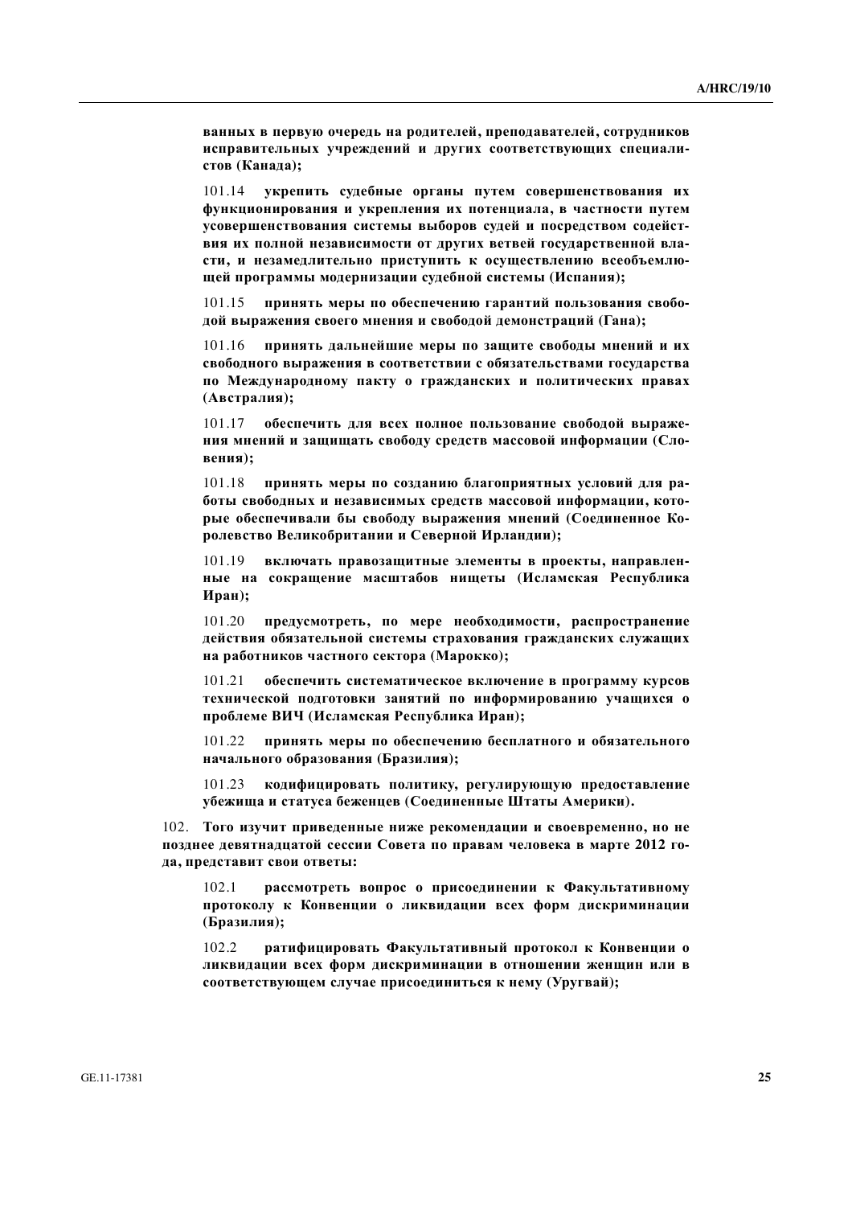**ванных в первую очередь на родителей, преподавателей, сотрудников исправительных учреждений и других соответствующих специалистов (Канада);**

101.14 **укрепить судебные органы путем совершенствования их функционирования и укрепления их потенциала, в частности путем усовершенствования системы выборов судей и посредством содействия их полной независимости от других ветвей государственной власти, и незамедлительно приступить к осуществлению всеобъемлющей программы модернизации судебной системы (Испания);**

101.15 **принять меры по обеспечению гарантий пользования свободой выражения своего мнения и свободой демонстраций (Гана);**

101.16 **принять дальнейшие меры по защите свободы мнений и их свободного выражения в соответствии с обязательствами государства по Международному пакту о гражданских и политических правах (Австралия);**

101.17 **обеспечить для всех полное пользование свободой выражения мнений и защищать свободу средств массовой информации (Словения);**

101.18 **принять меры по созданию благоприятных условий для работы свободных и независимых средств массовой информации, которые обеспечивали бы свободу выражения мнений (Соединенное Королевство Великобритании и Северной Ирландии);**

101.19 **включать правозащитные элементы в проекты, направленные на сокращение масштабов нищеты (Исламская Республика Иран);**

101.20 **предусмотреть, по мере необходимости, распространение действия обязательной системы страхования гражданских служащих на работников частного сектора (Марокко);**

101.21 **обеспечить систематическое включение в программу курсов технической подготовки занятий по информированию учащихся о проблеме ВИЧ (Исламская Республика Иран);**

101.22 **принять меры по обеспечению бесплатного и обязательного начального образования (Бразилия);**

101.23 **кодифицировать политику, регулирующую предоставление убежища и статуса беженцев (Соединенные Штаты Америки).**

102. **Того изучит приведенные ниже рекомендации и своевременно, но не позднее девятнадцатой сессии Совета по правам человека в марте 2012 года, представит свои ответы:**

102.1 **рассмотреть вопрос о присоединении к Факультативному протоколу к Конвенции о ликвидации всех форм дискриминации (Бразилия);**

102.2 **ратифицировать Факультативный протокол к Конвенции о ликвидации всех форм дискриминации в отношении женщин или в соответствующем случае присоединиться к нему (Уругвай);**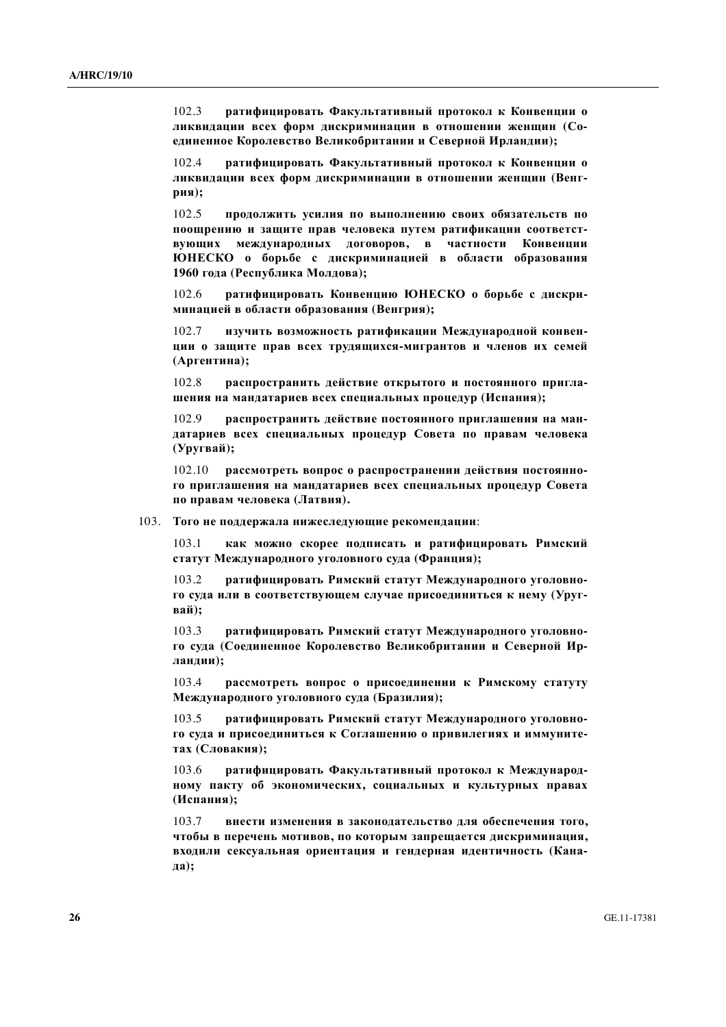102.3 **ратифицировать Факультативный протокол к Конвенции о ликвидации всех форм дискриминации в отношении женщин (Соединенное Королевство Великобритании и Северной Ирландии);**

102.4 **ратифицировать Факультативный протокол к Конвенции о ликвидации всех форм дискриминации в отношении женщин (Венгрия);**

102.5 **продолжить усилия по выполнению своих обязательств по поощрению и защите прав человека путем ратификации соответствующих международных договоров, в частности Конвенции ЮНЕСКО о борьбе с дискриминацией в области образования 1960 года (Республика Молдова);**

102.6 **ратифицировать Конвенцию ЮНЕСКО о борьбе с дискриминацией в области образования (Венгрия);**

102.7 **изучить возможность ратификации Международной конвенции о защите прав всех трудящихся-мигрантов и членов их семей (Аргентина);**

102.8 **распространить действие открытого и постоянного приглашения на мандатариев всех специальных процедур (Испания);**

102.9 **распространить действие постоянного приглашения на мандатариев всех специальных процедур Совета по правам человека (Уругвай);**

102.10 **рассмотреть вопрос о распространении действия постоянного приглашения на мандатариев всех специальных процедур Совета по правам человека (Латвия).**

103. **Того не поддержала нижеследующие рекомендации**:

103.1 **как можно скорее подписать и ратифицировать Римский статут Международного уголовного суда (Франция);**

103.2 **ратифицировать Римский статут Международного уголовного суда или в соответствующем случае присоединиться к нему (Уругвай);**

103.3 **ратифицировать Римский статут Международного уголовного суда (Соединенное Королевство Великобритании и Северной Ирландии);**

103.4 **рассмотреть вопрос о присоединении к Римскому статуту Международного уголовного суда (Бразилия);**

103.5 **ратифицировать Римский статут Международного уголовного суда и присоединиться к Соглашению о привилегиях и иммунитетах (Словакия);**

103.6 **ратифицировать Факультативный протокол к Международному пакту об экономических, социальных и культурных правах (Испания);**

103.7 **внести изменения в законодательство для обеспечения того, чтобы в перечень мотивов, по которым запрещается дискриминация, входили сексуальная ориентация и гендерная идентичность (Канада);**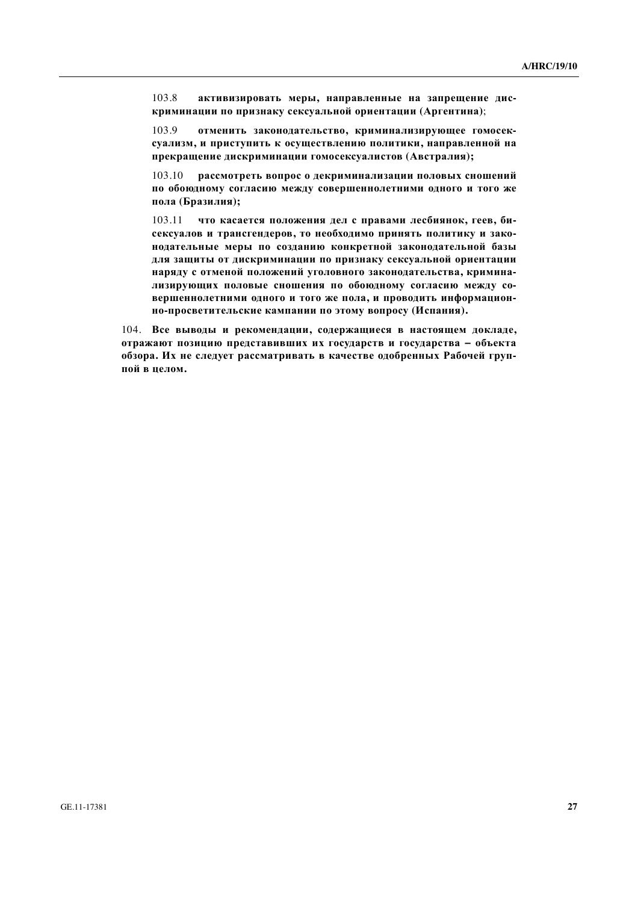103.8 **активизировать меры, направленные на запрещение дискриминации по признаку сексуальной ориентации (Аргентина)**;

103.9 **отменить законодательство, криминализирующее гомосексуализм, и приступить к осуществлению политики, направленной на прекращение дискриминации гомосексуалистов (Австралия);**

103.10 **рассмотреть вопрос о декриминализации половых сношений по обоюдному согласию между совершеннолетними одного и того же пола (Бразилия);**

103.11 **что касается положения дел с правами лесбиянок, геев, бисексуалов и трансгендеров, то необходимо принять политику и законодательные меры по созданию конкретной законодательной базы для защиты от дискриминации по признаку сексуальной ориентации наряду с отменой положений уголовного законодательства, криминализирующих половые сношения по обоюдному согласию между совершеннолетними одного и того же пола, и проводить информационно-просветительские кампании по этому вопросу (Испания).**

104. **Все выводы и рекомендации, содержащиеся в настоящем докладе, отражают позицию представивших их государств и государства – объекта обзора. Их не следует рассматривать в качестве одобренных Рабочей группой в целом.**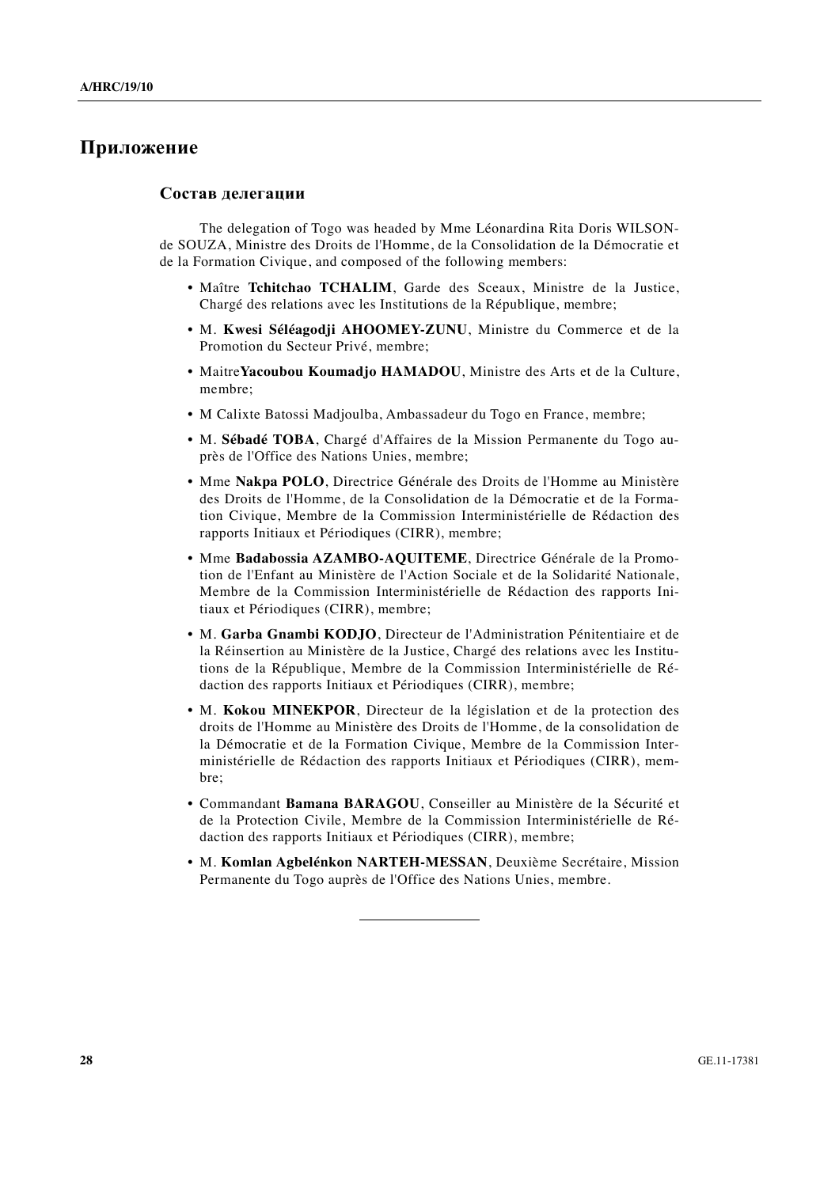# Приложение

## Состав делегации

The delegation of Togo was headed by Mme Léonardina Rita Doris WILSON-de SOUZA, Ministre des Droits de l'Homme, de la Consolidation de la Démocratie et de la Formation Civique, and composed of the following members:

- Maître **Tchitchao TCHALIM**, Garde des Sceaux, Ministre de la Justice, Chargé des relations avec les Institutions de la République, membre;
- M. **Kwesi Séléagodji AHOOMEY-ZUNU**, Ministre du Commerce et de la Promotion du Secteur Privé, membre;
- Maitre**Yacoubou Koumadjo HAMADOU**, Ministre des Arts et de la Culture, membre;
- M Calixte Batossi Madjoulba, Ambassadeur du Togo en France, membre;
- M. **Sébadé TOBA**, Chargé d'Affaires de la Mission Permanente du Togo auprès de l'Office des Nations Unies, membre;
- Mme **Nakpa POLO**, Directrice Générale des Droits de l'Homme au Ministère des Droits de l'Homme, de la Consolidation de la Démocratie et de la Formation Civique, Membre de la Commission Interministérielle de Rédaction des rapports Initiaux et Périodiques (CIRR), membre;
- Mme **Badabossia AZAMBO-AQUITEME**, Directrice Générale de la Promotion de l'Enfant au Ministère de l'Action Sociale et de la Solidarité Nationale, Membre de la Commission Interministérielle de Rédaction des rapports Initiaux et Périodiques (CIRR), membre;
- M. **Garba Gnambi KODJO**, Directeur de l'Administration Pénitentiaire et de la Réinsertion au Ministère de la Justice, Chargé des relations avec les Institutions de la République, Membre de la Commission Interministérielle de Rédaction des rapports Initiaux et Périodiques (CIRR), membre;
- M. **Kokou MINEKPOR**, Directeur de la législation et de la protection des droits de l'Homme au Ministère des Droits de l'Homme, de la consolidation de la Démocratie et de la Formation Civique, Membre de la Commission Interministérielle de Rédaction des rapports Initiaux et Périodiques (CIRR), membre;
- Commandant **Bamana BARAGOU**, Conseiller au Ministère de la Sécurité et de la Protection Civile, Membre de la Commission Interministérielle de Rédaction des rapports Initiaux et Périodiques (CIRR), membre;
- M. **Komlan Agbelénkon NARTEH-MESSAN**, Deuxième Secrétaire, Mission Permanente du Togo auprès de l'Office des Nations Unies, membre.